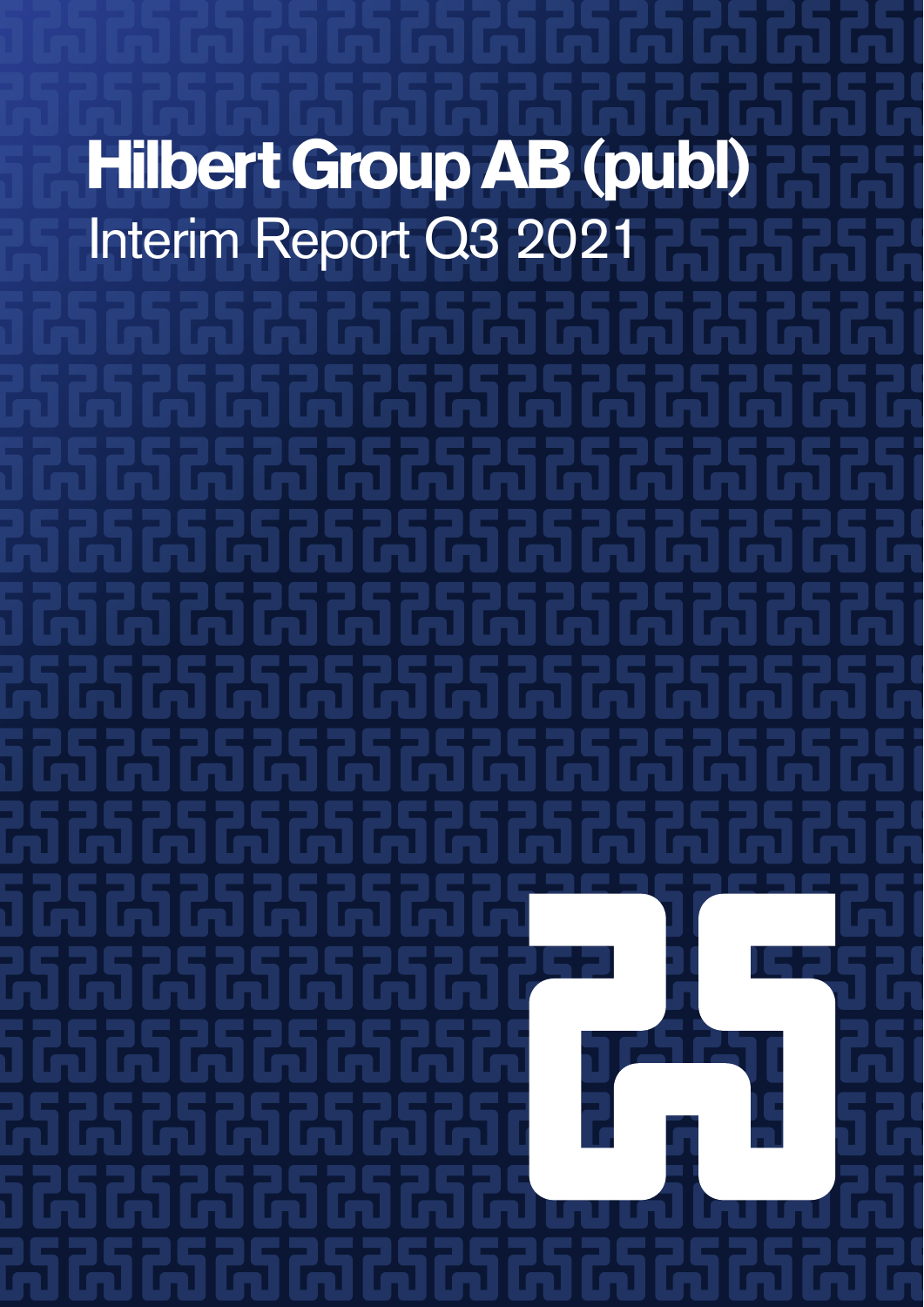# Hilbert Group AB (publ)

Interim Report Q3 2021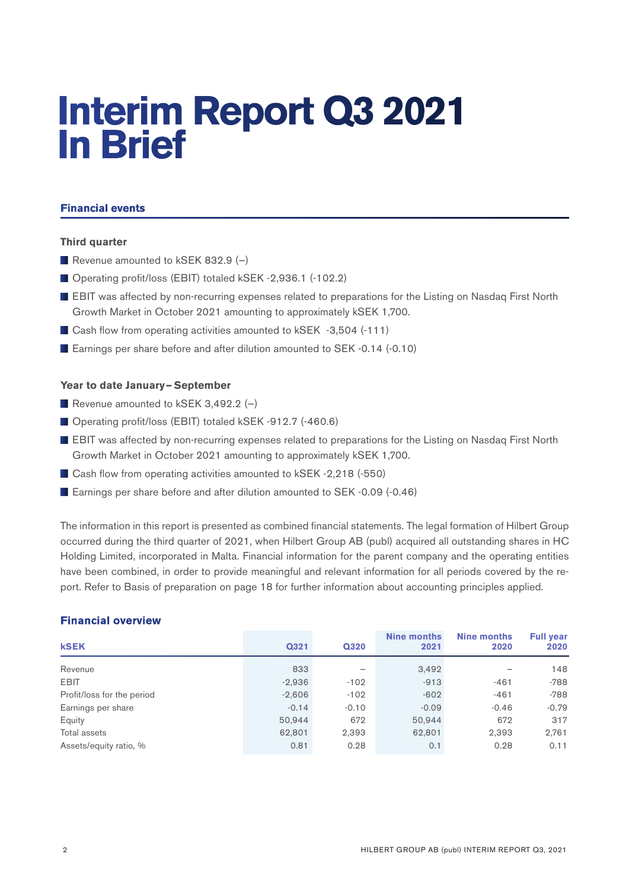# Interim Report Q3 2021 In Brief

## Financial events

### Third quarter

- Revenue amounted to kSEK 832.9 (–)
- Operating profit/loss (EBIT) totaled kSEK -2,936.1 (-102.2)
- EBIT was affected by non-recurring expenses related to preparations for the Listing on Nasdaq First North Growth Market in October 2021 amounting to approximately kSEK 1,700.
- Cash flow from operating activities amounted to kSEK -3,504 (-111)
- Earnings per share before and after dilution amounted to SEK -0.14 (-0.10)

### Year to date January– September

- Revenue amounted to kSEK 3,492.2 (–)
- Operating profit/loss (EBIT) totaled kSEK -912.7 (-460.6)
- EBIT was affected by non-recurring expenses related to preparations for the Listing on Nasdaq First North Growth Market in October 2021 amounting to approximately kSEK 1,700.
- Cash flow from operating activities amounted to kSEK -2,218 (-550)
- Earnings per share before and after dilution amounted to SEK -0.09 (-0.46)

The information in this report is presented as combined financial statements. The legal formation of Hilbert Group occurred during the third quarter of 2021, when Hilbert Group AB (publ) acquired all outstanding shares in HC Holding Limited, incorporated in Malta. Financial information for the parent company and the operating entities have been combined, in order to provide meaningful and relevant information for all periods covered by the report. Refer to Basis of preparation on page 18 for further information about accounting principles applied.

## Financial overview

| kSEK | Q321 | Q320 | Nine months 2021 | Nine months 2020 | Full year 2020 |
|---|---|---|---|---|---|
| Revenue | 833 | – | 3,492 | – | 148 |
| EBIT | -2,936 | -102 | -913 | -461 | -788 |
| Profit/loss for the period | -2,606 | -102 | -602 | -461 | -788 |
| Earnings per share | -0.14 | -0.10 | -0.09 | -0.46 | -0.79 |
| Equity | 50,944 | 672 | 50,944 | 672 | 317 |
| Total assets | 62,801 | 2,393 | 62,801 | 2,393 | 2,761 |
| Assets/equity ratio, % | 0.81 | 0.28 | 0.1 | 0.28 | 0.11 |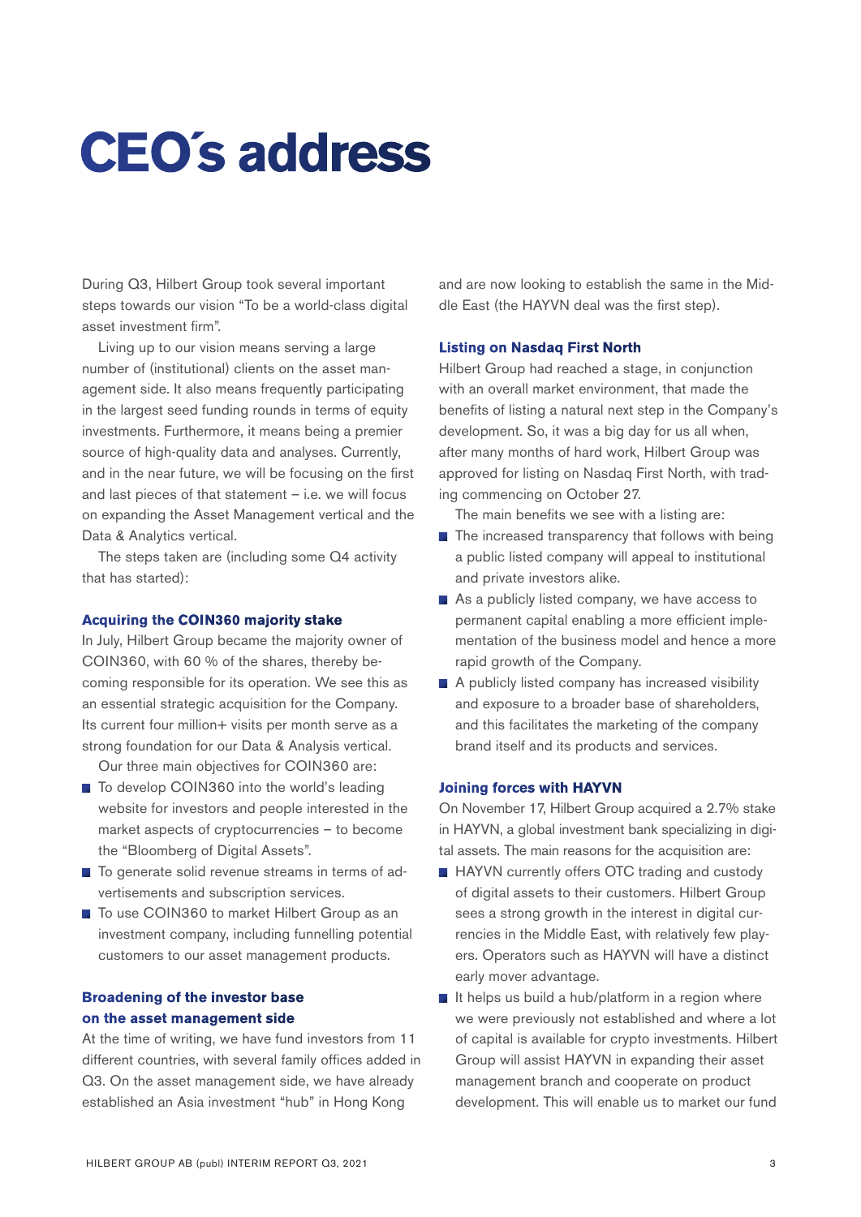# CEO´s address

During Q3, Hilbert Group took several important steps towards our vision "To be a world-class digital asset investment firm".

Living up to our vision means serving a large number of (institutional) clients on the asset management side. It also means frequently participating in the largest seed funding rounds in terms of equity investments. Furthermore, it means being a premier source of high-quality data and analyses. Currently, and in the near future, we will be focusing on the first and last pieces of that statement – i.e. we will focus on expanding the Asset Management vertical and the Data & Analytics vertical.

The steps taken are (including some Q4 activity that has started):

### Acquiring the COIN360 majority stake

In July, Hilbert Group became the majority owner of COIN360, with 60 % of the shares, thereby becoming responsible for its operation. We see this as an essential strategic acquisition for the Company. Its current four million+ visits per month serve as a strong foundation for our Data & Analysis vertical.

Our three main objectives for COIN360 are:

- To develop COIN360 into the world's leading website for investors and people interested in the market aspects of cryptocurrencies – to become the "Bloomberg of Digital Assets".
- To generate solid revenue streams in terms of advertisements and subscription services.
- To use COIN360 to market Hilbert Group as an investment company, including funnelling potential customers to our asset management products.

### Broadening of the investor base on the asset management side

At the time of writing, we have fund investors from 11 different countries, with several family offices added in Q3. On the asset management side, we have already established an Asia investment "hub" in Hong Kong and are now looking to establish the same in the Middle East (the HAYVN deal was the first step).

### Listing on Nasdaq First North

Hilbert Group had reached a stage, in conjunction with an overall market environment, that made the benefits of listing a natural next step in the Company's development. So, it was a big day for us all when, after many months of hard work, Hilbert Group was approved for listing on Nasdaq First North, with trading commencing on October 27.

The main benefits we see with a listing are:

- The increased transparency that follows with being a public listed company will appeal to institutional and private investors alike.
- As a publicly listed company, we have access to permanent capital enabling a more efficient implementation of the business model and hence a more rapid growth of the Company.
- A publicly listed company has increased visibility and exposure to a broader base of shareholders, and this facilitates the marketing of the company brand itself and its products and services.

### Joining forces with HAYVN

On November 17, Hilbert Group acquired a 2.7% stake in HAYVN, a global investment bank specializing in digital assets. The main reasons for the acquisition are:

- HAYVN currently offers OTC trading and custody of digital assets to their customers. Hilbert Group sees a strong growth in the interest in digital currencies in the Middle East, with relatively few players. Operators such as HAYVN will have a distinct early mover advantage.
- It helps us build a hub/platform in a region where we were previously not established and where a lot of capital is available for crypto investments. Hilbert Group will assist HAYVN in expanding their asset management branch and cooperate on product development. This will enable us to market our fund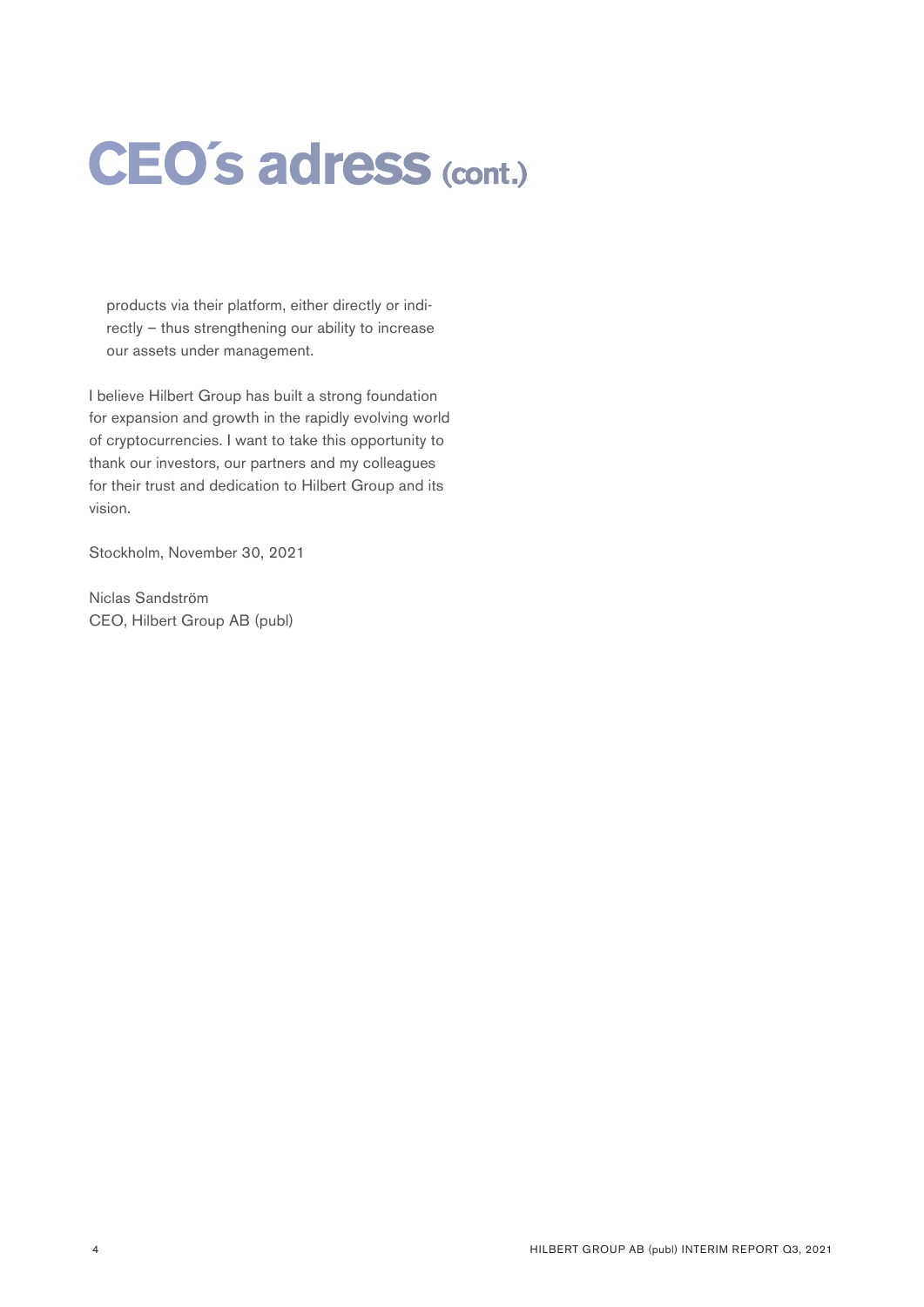# CEO´s adress (cont.)

products via their platform, either directly or indirectly – thus strengthening our ability to increase our assets under management.

I believe Hilbert Group has built a strong foundation for expansion and growth in the rapidly evolving world of cryptocurrencies. I want to take this opportunity to thank our investors, our partners and my colleagues for their trust and dedication to Hilbert Group and its vision.

Stockholm, November 30, 2021

Niclas Sandström
CEO, Hilbert Group AB (publ)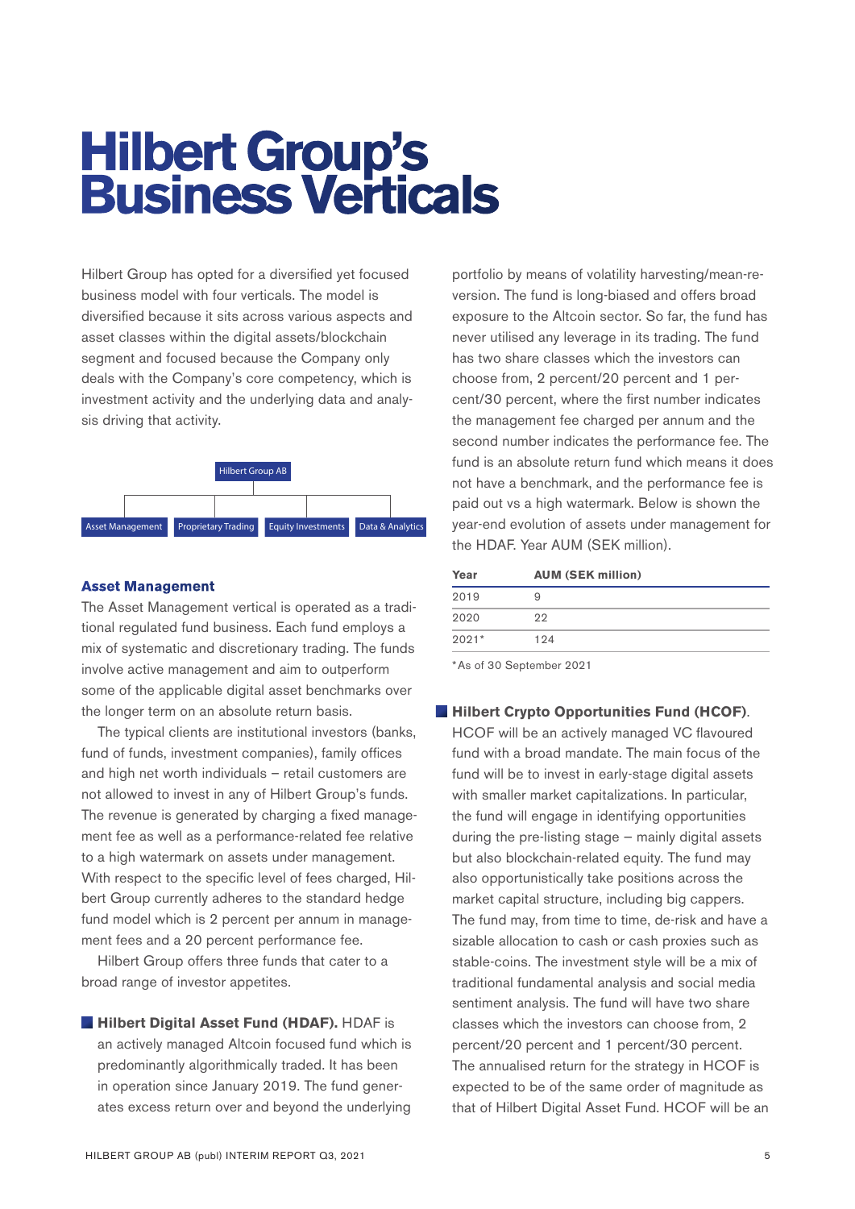# Hilbert Group's Business Verticals

Hilbert Group has opted for a diversified yet focused business model with four verticals. The model is diversified because it sits across various aspects and asset classes within the digital assets/blockchain segment and focused because the Company only deals with the Company's core competency, which is investment activity and the underlying data and analysis driving that activity.

Hilbert Group AB

- Asset Management
- Proprietary Trading
- Equity Investments
- Data & Analytics

### Asset Management

The Asset Management vertical is operated as a traditional regulated fund business. Each fund employs a mix of systematic and discretionary trading. The funds involve active management and aim to outperform some of the applicable digital asset benchmarks over the longer term on an absolute return basis.

The typical clients are institutional investors (banks, fund of funds, investment companies), family offices and high net worth individuals – retail customers are not allowed to invest in any of Hilbert Group's funds. The revenue is generated by charging a fixed management fee as well as a performance-related fee relative to a high watermark on assets under management. With respect to the specific level of fees charged, Hilbert Group currently adheres to the standard hedge fund model which is 2 percent per annum in management fees and a 20 percent performance fee.

Hilbert Group offers three funds that cater to a broad range of investor appetites.

- **Hilbert Digital Asset Fund (HDAF).** HDAF is an actively managed Altcoin focused fund which is predominantly algorithmically traded. It has been in operation since January 2019. The fund generates excess return over and beyond the underlying portfolio by means of volatility harvesting/mean-reversion. The fund is long-biased and offers broad exposure to the Altcoin sector. So far, the fund has never utilised any leverage in its trading. The fund has two share classes which the investors can choose from, 2 percent/20 percent and 1 percent/30 percent, where the first number indicates the management fee charged per annum and the second number indicates the performance fee. The fund is an absolute return fund which means it does not have a benchmark, and the performance fee is paid out vs a high watermark. Below is shown the year-end evolution of assets under management for the HDAF. Year AUM (SEK million).

| Year | AUM (SEK million) |
|---|---|
| 2019 | 9 |
| 2020 | 22 |
| 2021* | 124 |

*As of 30 September 2021

- **Hilbert Crypto Opportunities Fund (HCOF).** HCOF will be an actively managed VC flavoured fund with a broad mandate. The main focus of the fund will be to invest in early-stage digital assets with smaller market capitalizations. In particular, the fund will engage in identifying opportunities during the pre-listing stage – mainly digital assets but also blockchain-related equity. The fund may also opportunistically take positions across the market capital structure, including big cappers. The fund may, from time to time, de-risk and have a sizable allocation to cash or cash proxies such as stable-coins. The investment style will be a mix of traditional fundamental analysis and social media sentiment analysis. The fund will have two share classes which the investors can choose from, 2 percent/20 percent and 1 percent/30 percent. The annualised return for the strategy in HCOF is expected to be of the same order of magnitude as that of Hilbert Digital Asset Fund. HCOF will be an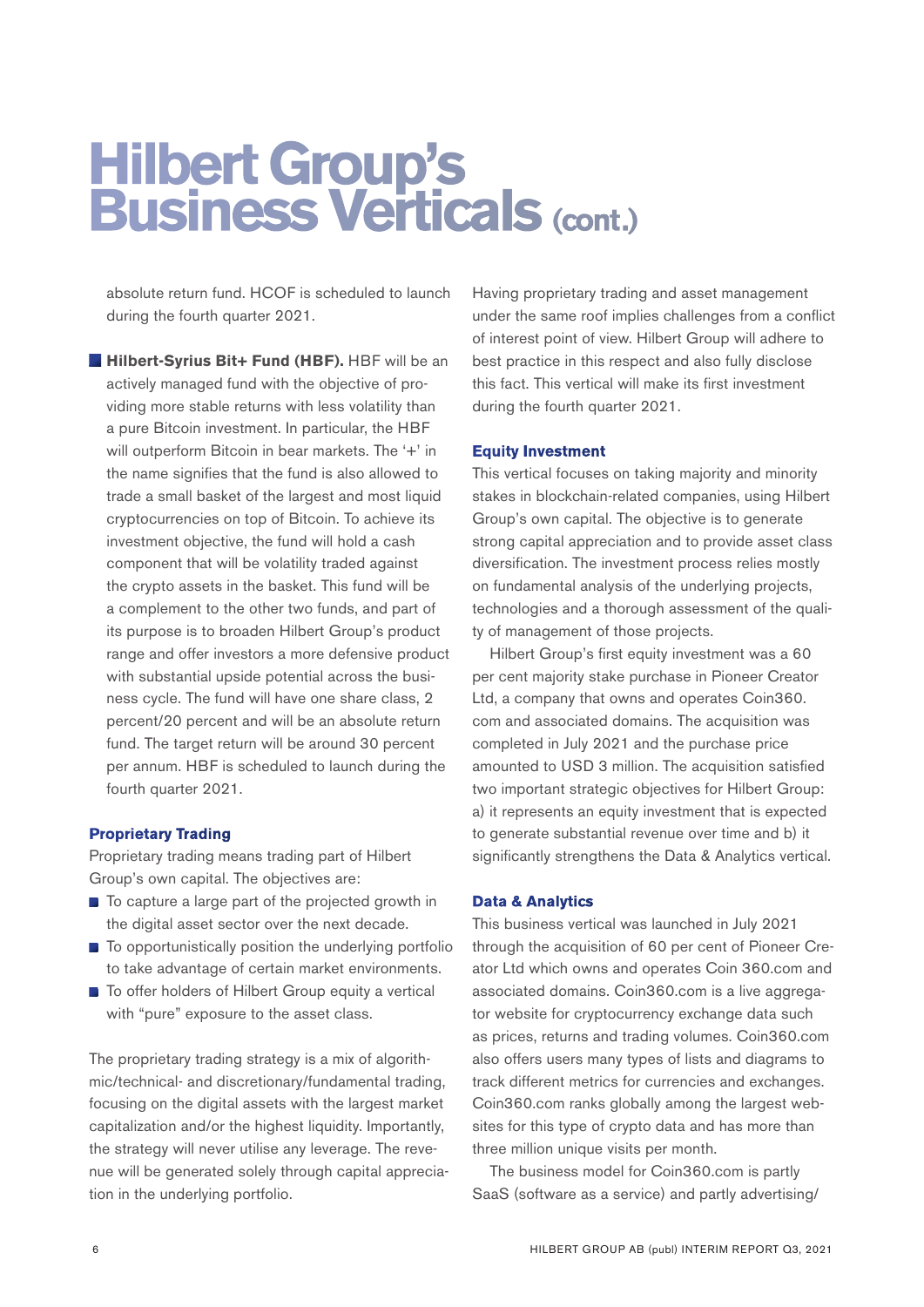# Hilbert Group's Business Verticals (cont.)

absolute return fund. HCOF is scheduled to launch during the fourth quarter 2021.

- **Hilbert-Syrius Bit+ Fund (HBF).** HBF will be an actively managed fund with the objective of providing more stable returns with less volatility than a pure Bitcoin investment. In particular, the HBF will outperform Bitcoin in bear markets. The '+' in the name signifies that the fund is also allowed to trade a small basket of the largest and most liquid cryptocurrencies on top of Bitcoin. To achieve its investment objective, the fund will hold a cash component that will be volatility traded against the crypto assets in the basket. This fund will be a complement to the other two funds, and part of its purpose is to broaden Hilbert Group's product range and offer investors a more defensive product with substantial upside potential across the business cycle. The fund will have one share class, 2 percent/20 percent and will be an absolute return fund. The target return will be around 30 percent per annum. HBF is scheduled to launch during the fourth quarter 2021.

### Proprietary Trading

Proprietary trading means trading part of Hilbert Group's own capital. The objectives are:

- To capture a large part of the projected growth in the digital asset sector over the next decade.
- To opportunistically position the underlying portfolio to take advantage of certain market environments.
- To offer holders of Hilbert Group equity a vertical with "pure" exposure to the asset class.

The proprietary trading strategy is a mix of algorithmic/technical- and discretionary/fundamental trading, focusing on the digital assets with the largest market capitalization and/or the highest liquidity. Importantly, the strategy will never utilise any leverage. The revenue will be generated solely through capital appreciation in the underlying portfolio.

Having proprietary trading and asset management under the same roof implies challenges from a conflict of interest point of view. Hilbert Group will adhere to best practice in this respect and also fully disclose this fact. This vertical will make its first investment during the fourth quarter 2021.

### Equity Investment

This vertical focuses on taking majority and minority stakes in blockchain-related companies, using Hilbert Group's own capital. The objective is to generate strong capital appreciation and to provide asset class diversification. The investment process relies mostly on fundamental analysis of the underlying projects, technologies and a thorough assessment of the quality of management of those projects.

Hilbert Group's first equity investment was a 60 per cent majority stake purchase in Pioneer Creator Ltd, a company that owns and operates Coin360.com and associated domains. The acquisition was completed in July 2021 and the purchase price amounted to USD 3 million. The acquisition satisfied two important strategic objectives for Hilbert Group: a) it represents an equity investment that is expected to generate substantial revenue over time and b) it significantly strengthens the Data & Analytics vertical.

### Data & Analytics

This business vertical was launched in July 2021 through the acquisition of 60 per cent of Pioneer Creator Ltd which owns and operates Coin 360.com and associated domains. Coin360.com is a live aggregator website for cryptocurrency exchange data such as prices, returns and trading volumes. Coin360.com also offers users many types of lists and diagrams to track different metrics for currencies and exchanges. Coin360.com ranks globally among the largest websites for this type of crypto data and has more than three million unique visits per month.

The business model for Coin360.com is partly SaaS (software as a service) and partly advertising/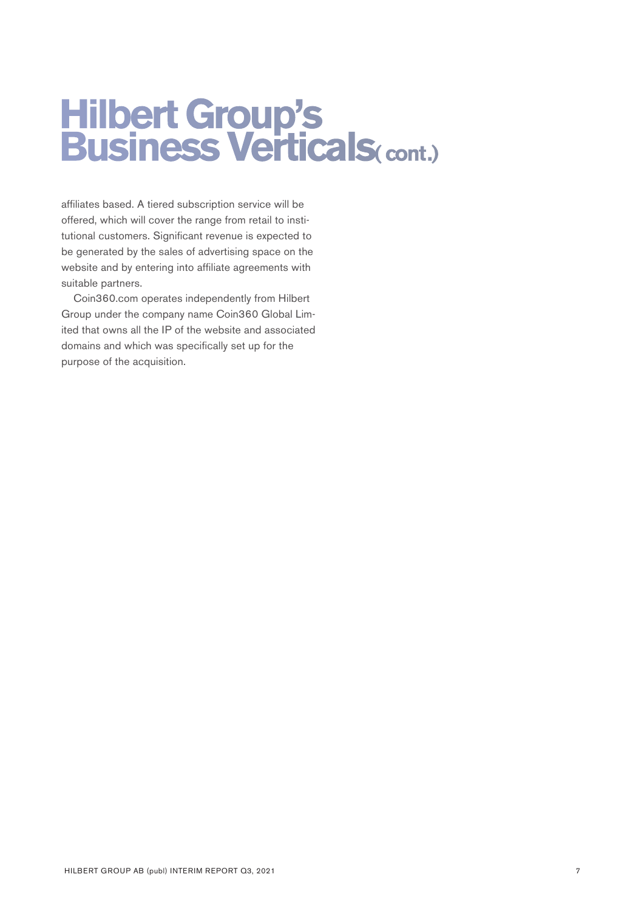# Hilbert Group's Business Verticals (cont.)

affiliates based. A tiered subscription service will be offered, which will cover the range from retail to institutional customers. Significant revenue is expected to be generated by the sales of advertising space on the website and by entering into affiliate agreements with suitable partners.

Coin360.com operates independently from Hilbert Group under the company name Coin360 Global Limited that owns all the IP of the website and associated domains and which was specifically set up for the purpose of the acquisition.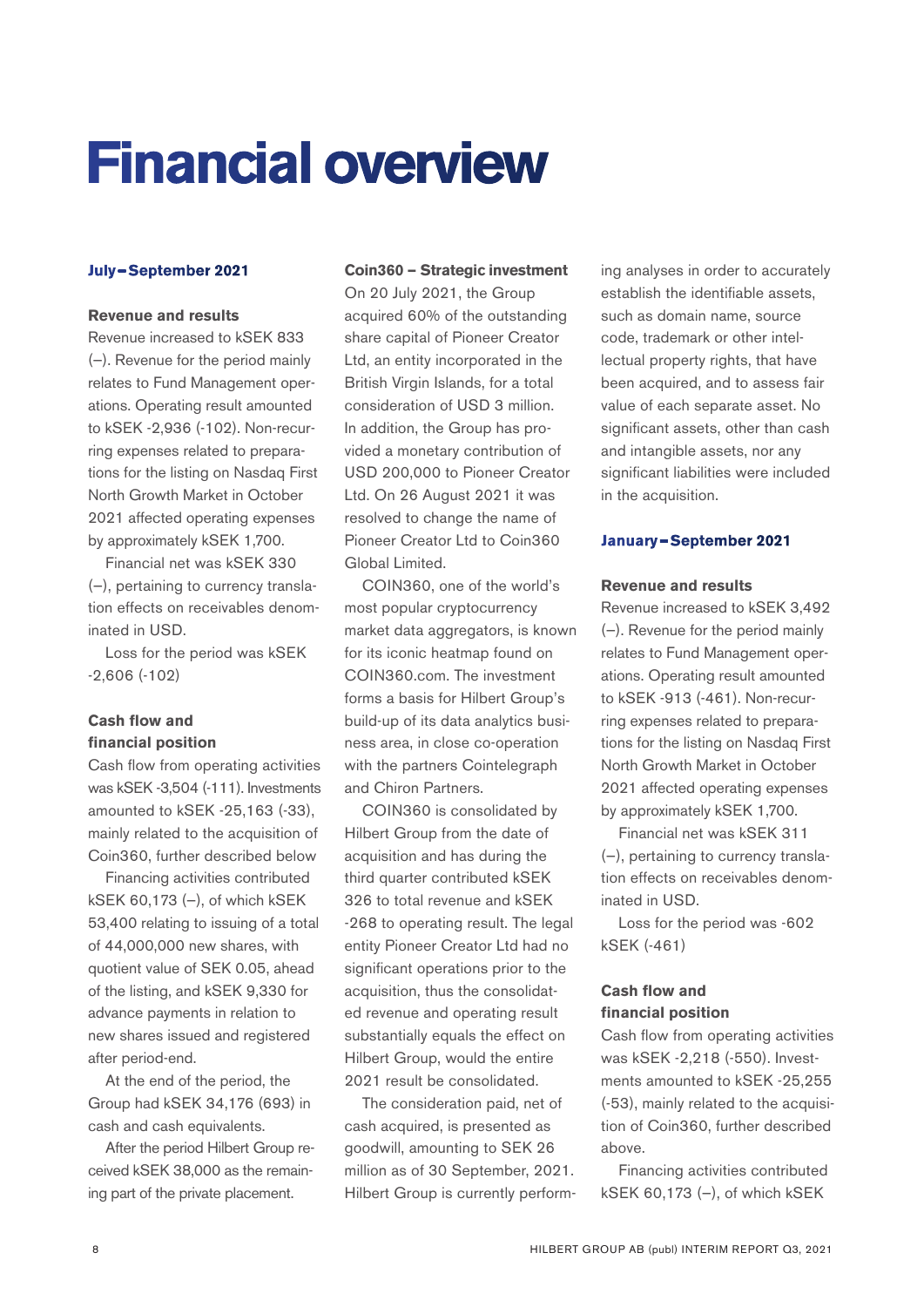# Financial overview

## July–September 2021

### Revenue and results

Revenue increased to kSEK 833 (–). Revenue for the period mainly relates to Fund Management operations. Operating result amounted to kSEK -2,936 (-102). Non-recurring expenses related to preparations for the listing on Nasdaq First North Growth Market in October 2021 affected operating expenses by approximately kSEK 1,700.

Financial net was kSEK 330 (–), pertaining to currency translation effects on receivables denominated in USD.

Loss for the period was kSEK -2,606 (-102)

### Cash flow and financial position

Cash flow from operating activities was kSEK -3,504 (-111). Investments amounted to kSEK -25,163 (-33), mainly related to the acquisition of Coin360, further described below

Financing activities contributed kSEK 60,173 (–), of which kSEK 53,400 relating to issuing of a total of 44,000,000 new shares, with quotient value of SEK 0.05, ahead of the listing, and kSEK 9,330 for advance payments in relation to new shares issued and registered after period-end.

At the end of the period, the Group had kSEK 34,176 (693) in cash and cash equivalents.

After the period Hilbert Group received kSEK 38,000 as the remaining part of the private placement.

### Coin360 – Strategic investment

On 20 July 2021, the Group acquired 60% of the outstanding share capital of Pioneer Creator Ltd, an entity incorporated in the British Virgin Islands, for a total consideration of USD 3 million. In addition, the Group has provided a monetary contribution of USD 200,000 to Pioneer Creator Ltd. On 26 August 2021 it was resolved to change the name of Pioneer Creator Ltd to Coin360 Global Limited.

COIN360, one of the world's most popular cryptocurrency market data aggregators, is known for its iconic heatmap found on COIN360.com. The investment forms a basis for Hilbert Group's build-up of its data analytics business area, in close co-operation with the partners Cointelegraph and Chiron Partners.

COIN360 is consolidated by Hilbert Group from the date of acquisition and has during the third quarter contributed kSEK 326 to total revenue and kSEK -268 to operating result. The legal entity Pioneer Creator Ltd had no significant operations prior to the acquisition, thus the consolidated revenue and operating result substantially equals the effect on Hilbert Group, would the entire 2021 result be consolidated.

The consideration paid, net of cash acquired, is presented as goodwill, amounting to SEK 26 million as of 30 September, 2021. Hilbert Group is currently performing analyses in order to accurately establish the identifiable assets, such as domain name, source code, trademark or other intellectual property rights, that have been acquired, and to assess fair value of each separate asset. No significant assets, other than cash and intangible assets, nor any significant liabilities were included in the acquisition.

## January–September 2021

### Revenue and results

Revenue increased to kSEK 3,492 (–). Revenue for the period mainly relates to Fund Management operations. Operating result amounted to kSEK -913 (-461). Non-recurring expenses related to preparations for the listing on Nasdaq First North Growth Market in October 2021 affected operating expenses by approximately kSEK 1,700.

Financial net was kSEK 311 (–), pertaining to currency translation effects on receivables denominated in USD.

Loss for the period was -602 kSEK (-461)

### Cash flow and financial position

Cash flow from operating activities was kSEK -2,218 (-550). Investments amounted to kSEK -25,255 (-53), mainly related to the acquisition of Coin360, further described above.

Financing activities contributed kSEK 60,173 (–), of which kSEK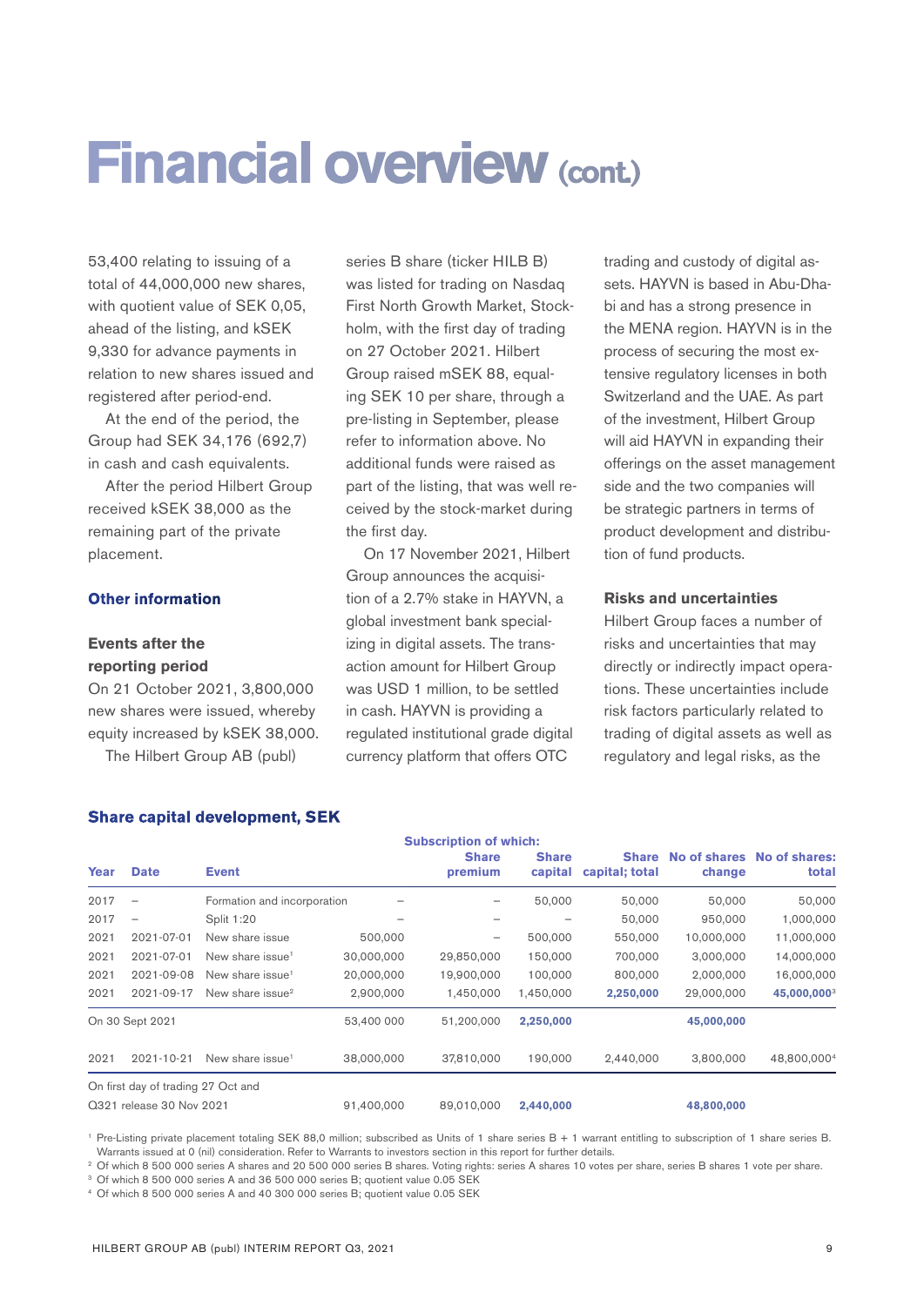# Financial overview (cont.)

53,400 relating to issuing of a total of 44,000,000 new shares, with quotient value of SEK 0,05, ahead of the listing, and kSEK 9,330 for advance payments in relation to new shares issued and registered after period-end.

At the end of the period, the Group had SEK 34,176 (692,7) in cash and cash equivalents.

After the period Hilbert Group received kSEK 38,000 as the remaining part of the private placement.

## Other information

### Events after the reporting period

On 21 October 2021, 3,800,000 new shares were issued, whereby equity increased by kSEK 38,000.

The Hilbert Group AB (publ) series B share (ticker HILB B) was listed for trading on Nasdaq First North Growth Market, Stockholm, with the first day of trading on 27 October 2021. Hilbert Group raised mSEK 88, equaling SEK 10 per share, through a pre-listing in September, please refer to information above. No additional funds were raised as part of the listing, that was well received by the stock-market during the first day.

On 17 November 2021, Hilbert Group announces the acquisition of a 2.7% stake in HAYVN, a global investment bank specializing in digital assets. The transaction amount for Hilbert Group was USD 1 million, to be settled in cash. HAYVN is providing a regulated institutional grade digital currency platform that offers OTC trading and custody of digital assets. HAYVN is based in Abu-Dhabi and has a strong presence in the MENA region. HAYVN is in the process of securing the most extensive regulatory licenses in both Switzerland and the UAE. As part of the investment, Hilbert Group will aid HAYVN in expanding their offerings on the asset management side and the two companies will be strategic partners in terms of product development and distribution of fund products.

### Risks and uncertainties

Hilbert Group faces a number of risks and uncertainties that may directly or indirectly impact operations. These uncertainties include risk factors particularly related to trading of digital assets as well as regulatory and legal risks, as the

## Share capital development, SEK

| Year | Date | Event | Subscription | of which: Share premium | Share capital | Share capital; total | No of shares change | No of shares: total |
|---|---|---|---|---|---|---|---|---|
| 2017 | – | Formation and incorporation | – | – | 50,000 | 50,000 | 50,000 | 50,000 |
| 2017 | – | Split 1:20 | – | – | – | 50,000 | 950,000 | 1,000,000 |
| 2021 | 2021-07-01 | New share issue | 500,000 | – | 500,000 | 550,000 | 10,000,000 | 11,000,000 |
| 2021 | 2021-07-01 | New share issue[1] | 30,000,000 | 29,850,000 | 150,000 | 700,000 | 3,000,000 | 14,000,000 |
| 2021 | 2021-09-08 | New share issue[1] | 20,000,000 | 19,900,000 | 100,000 | 800,000 | 2,000,000 | 16,000,000 |
| 2021 | 2021-09-17 | New share issue[2] | 2,900,000 | 1,450,000 | 1,450,000 | **2,250,000** | 29,000,000 | **45,000,000**[3] |
| On 30 Sept 2021 | | | 53,400 000 | 51,200,000 | **2,250,000** | | **45,000,000** | |
| 2021 | 2021-10-21 | New share issue[1] | 38,000,000 | 37,810,000 | 190,000 | 2,440,000 | 3,800,000 | 48,800,000[4] |
| On first day of trading 27 Oct and Q321 release 30 Nov 2021 | | | 91,400,000 | 89,010,000 | **2,440,000** | | **48,800,000** | |

[1] Pre-Listing private placement totaling SEK 88,0 million; subscribed as Units of 1 share series B + 1 warrant entitling to subscription of 1 share series B. Warrants issued at 0 (nil) consideration. Refer to Warrants to investors section in this report for further details.

[2] Of which 8 500 000 series A shares and 20 500 000 series B shares. Voting rights: series A shares 10 votes per share, series B shares 1 vote per share.

[3] Of which 8 500 000 series A and 36 500 000 series B; quotient value 0.05 SEK

[4] Of which 8 500 000 series A and 40 300 000 series B; quotient value 0.05 SEK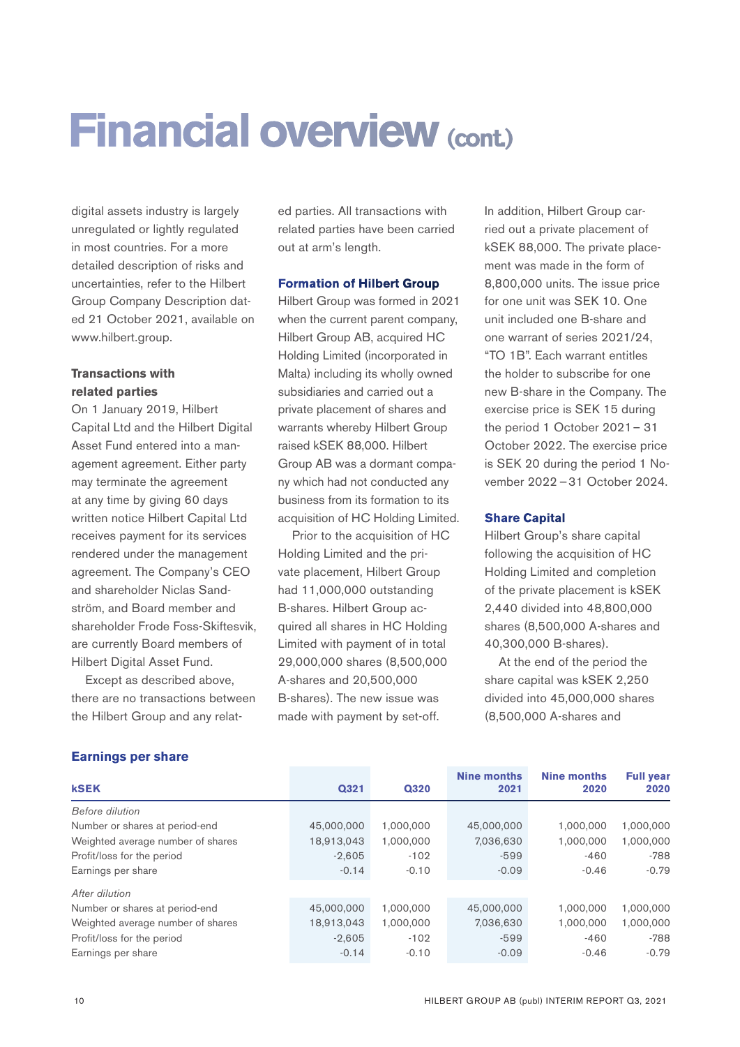# Financial overview (cont.)

digital assets industry is largely unregulated or lightly regulated in most countries. For a more detailed description of risks and uncertainties, refer to the Hilbert Group Company Description dated 21 October 2021, available on www.hilbert.group.

**Transactions with related parties**

On 1 January 2019, Hilbert Capital Ltd and the Hilbert Digital Asset Fund entered into a management agreement. Either party may terminate the agreement at any time by giving 60 days written notice Hilbert Capital Ltd receives payment for its services rendered under the management agreement. The Company's CEO and shareholder Niclas Sandström, and Board member and shareholder Frode Foss-Skiftesvik, are currently Board members of Hilbert Digital Asset Fund.

Except as described above, there are no transactions between the Hilbert Group and any related parties. All transactions with related parties have been carried out at arm's length.

### Formation of Hilbert Group

Hilbert Group was formed in 2021 when the current parent company, Hilbert Group AB, acquired HC Holding Limited (incorporated in Malta) including its wholly owned subsidiaries and carried out a private placement of shares and warrants whereby Hilbert Group raised kSEK 88,000. Hilbert Group AB was a dormant company which had not conducted any business from its formation to its acquisition of HC Holding Limited.

Prior to the acquisition of HC Holding Limited and the private placement, Hilbert Group had 11,000,000 outstanding B-shares. Hilbert Group acquired all shares in HC Holding Limited with payment of in total 29,000,000 shares (8,500,000 A-shares and 20,500,000 B-shares). The new issue was made with payment by set-off.

In addition, Hilbert Group carried out a private placement of kSEK 88,000. The private placement was made in the form of 8,800,000 units. The issue price for one unit was SEK 10. One unit included one B-share and one warrant of series 2021/24, "TO 1B". Each warrant entitles the holder to subscribe for one new B-share in the Company. The exercise price is SEK 15 during the period 1 October 2021 – 31 October 2022. The exercise price is SEK 20 during the period 1 November 2022 – 31 October 2024.

### Share Capital

Hilbert Group's share capital following the acquisition of HC Holding Limited and completion of the private placement is kSEK 2,440 divided into 48,800,000 shares (8,500,000 A-shares and 40,300,000 B-shares).

At the end of the period the share capital was kSEK 2,250 divided into 45,000,000 shares (8,500,000 A-shares and

### Earnings per share

| kSEK | Q321 | Q320 | Nine months 2021 | Nine months 2020 | Full year 2020 |
|---|---|---|---|---|---|
| *Before dilution* | | | | | |
| Number or shares at period-end | 45,000,000 | 1,000,000 | 45,000,000 | 1,000,000 | 1,000,000 |
| Weighted average number of shares | 18,913,043 | 1,000,000 | 7,036,630 | 1,000,000 | 1,000,000 |
| Profit/loss for the period | -2,605 | -102 | -599 | -460 | -788 |
| Earnings per share | -0.14 | -0.10 | -0.09 | -0.46 | -0.79 |
| *After dilution* | | | | | |
| Number or shares at period-end | 45,000,000 | 1,000,000 | 45,000,000 | 1,000,000 | 1,000,000 |
| Weighted average number of shares | 18,913,043 | 1,000,000 | 7,036,630 | 1,000,000 | 1,000,000 |
| Profit/loss for the period | -2,605 | -102 | -599 | -460 | -788 |
| Earnings per share | -0.14 | -0.10 | -0.09 | -0.46 | -0.79 |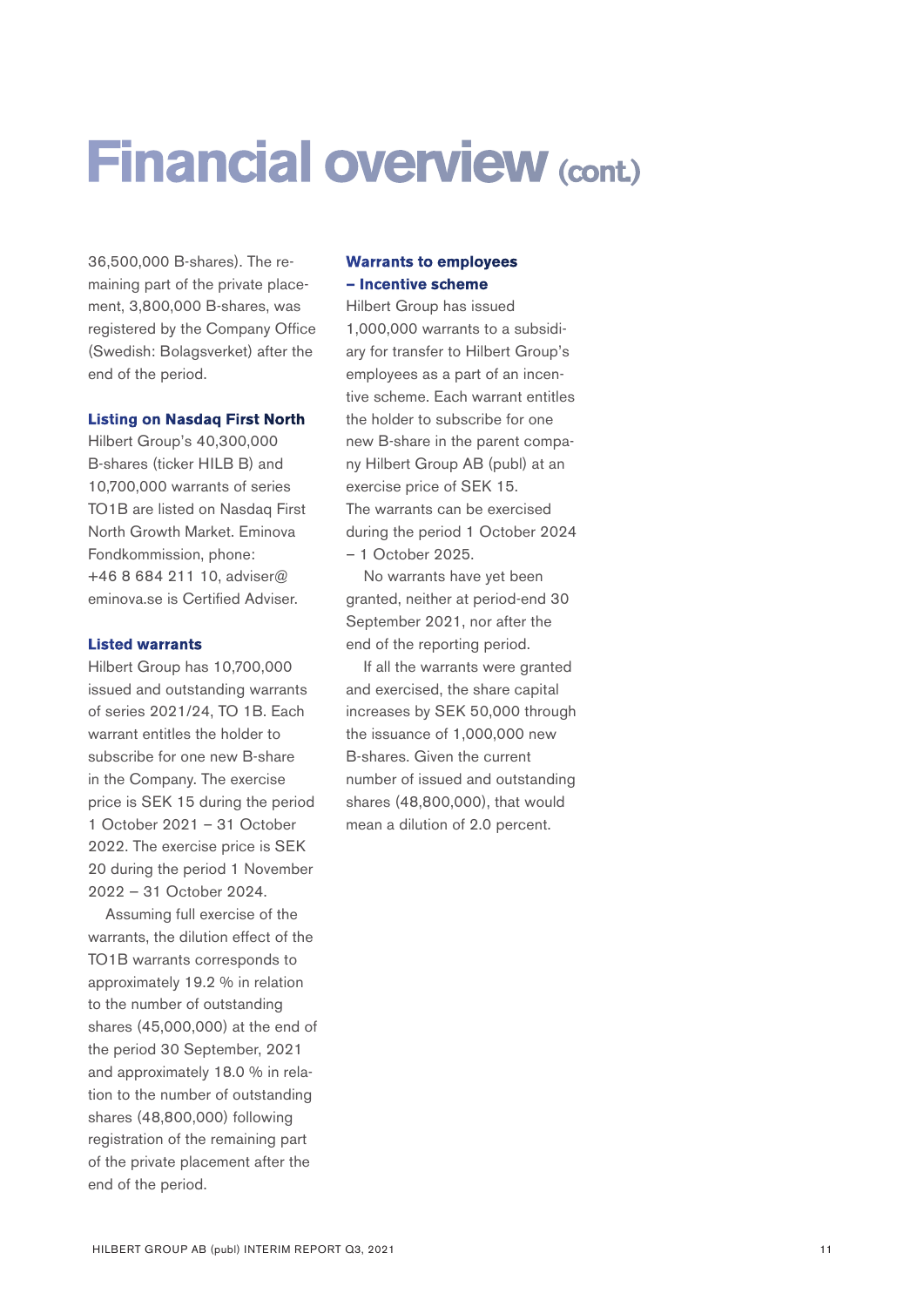# Financial overview (cont.)

36,500,000 B-shares). The remaining part of the private placement, 3,800,000 B-shares, was registered by the Company Office (Swedish: Bolagsverket) after the end of the period.

### Listing on Nasdaq First North

Hilbert Group's 40,300,000 B-shares (ticker HILB B) and 10,700,000 warrants of series TO1B are listed on Nasdaq First North Growth Market. Eminova Fondkommission, phone: +46 8 684 211 10, adviser@eminova.se is Certified Adviser.

### Listed warrants

Hilbert Group has 10,700,000 issued and outstanding warrants of series 2021/24, TO 1B. Each warrant entitles the holder to subscribe for one new B-share in the Company. The exercise price is SEK 15 during the period 1 October 2021 – 31 October 2022. The exercise price is SEK 20 during the period 1 November 2022 – 31 October 2024.

Assuming full exercise of the warrants, the dilution effect of the TO1B warrants corresponds to approximately 19.2 % in relation to the number of outstanding shares (45,000,000) at the end of the period 30 September, 2021 and approximately 18.0 % in relation to the number of outstanding shares (48,800,000) following registration of the remaining part of the private placement after the end of the period.

### Warrants to employees – Incentive scheme

Hilbert Group has issued 1,000,000 warrants to a subsidiary for transfer to Hilbert Group's employees as a part of an incentive scheme. Each warrant entitles the holder to subscribe for one new B-share in the parent company Hilbert Group AB (publ) at an exercise price of SEK 15. The warrants can be exercised during the period 1 October 2024 – 1 October 2025.

No warrants have yet been granted, neither at period-end 30 September 2021, nor after the end of the reporting period.

If all the warrants were granted and exercised, the share capital increases by SEK 50,000 through the issuance of 1,000,000 new B-shares. Given the current number of issued and outstanding shares (48,800,000), that would mean a dilution of 2.0 percent.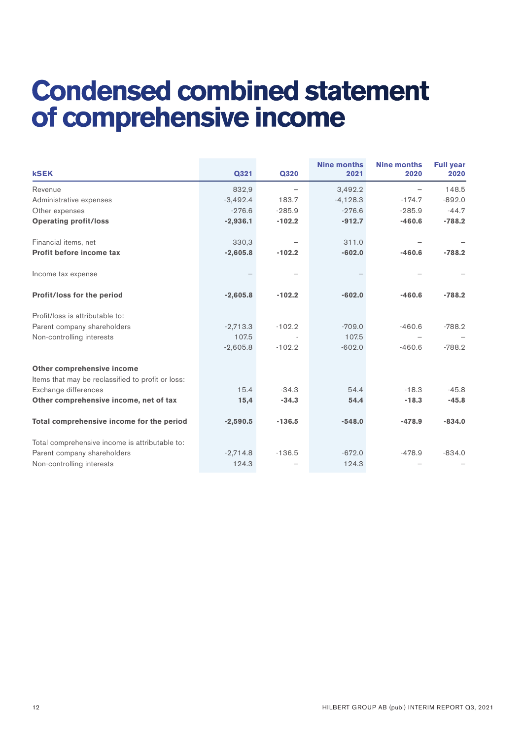# Condensed combined statement of comprehensive income

| kSEK | Q321 | Q320 | Nine months 2021 | Nine months 2020 | Full year 2020 |
|---|---|---|---|---|---|
| Revenue | 832,9 | – | 3,492.2 | – | 148.5 |
| Administrative expenses | -3,492.4 | 183.7 | -4,128.3 | -174.7 | -892.0 |
| Other expenses | -276.6 | -285.9 | -276.6 | -285.9 | -44.7 |
| **Operating profit/loss** | **-2,936.1** | **-102.2** | **-912.7** | **-460.6** | **-788.2** |
| | | | | | |
| Financial items, net | 330,3 | – | 311.0 | – | – |
| **Profit before income tax** | **-2,605.8** | **-102.2** | **-602.0** | **-460.6** | **-788.2** |
| | | | | | |
| Income tax expense | – | – | – | – | – |
| | | | | | |
| **Profit/loss for the period** | **-2,605.8** | **-102.2** | **-602.0** | **-460.6** | **-788.2** |
| | | | | | |
| Profit/loss is attributable to: | | | | | |
| Parent company shareholders | -2,713.3 | -102.2 | -709.0 | -460.6 | -788.2 |
| Non-controlling interests | 107.5 | - | 107.5 | – | – |
| | -2,605.8 | -102.2 | -602.0 | -460.6 | -788.2 |
| | | | | | |
| **Other comprehensive income** | | | | | |
| Items that may be reclassified to profit or loss: | | | | | |
| Exchange differences | 15.4 | -34.3 | 54.4 | -18.3 | -45.8 |
| **Other comprehensive income, net of tax** | **15,4** | **-34.3** | **54.4** | **-18.3** | **-45.8** |
| | | | | | |
| **Total comprehensive income for the period** | **-2,590.5** | **-136.5** | **-548.0** | **-478.9** | **-834.0** |
| | | | | | |
| Total comprehensive income is attributable to: | | | | | |
| Parent company shareholders | -2,714.8 | -136.5 | -672.0 | -478.9 | -834.0 |
| Non-controlling interests | 124.3 | – | 124.3 | – | – |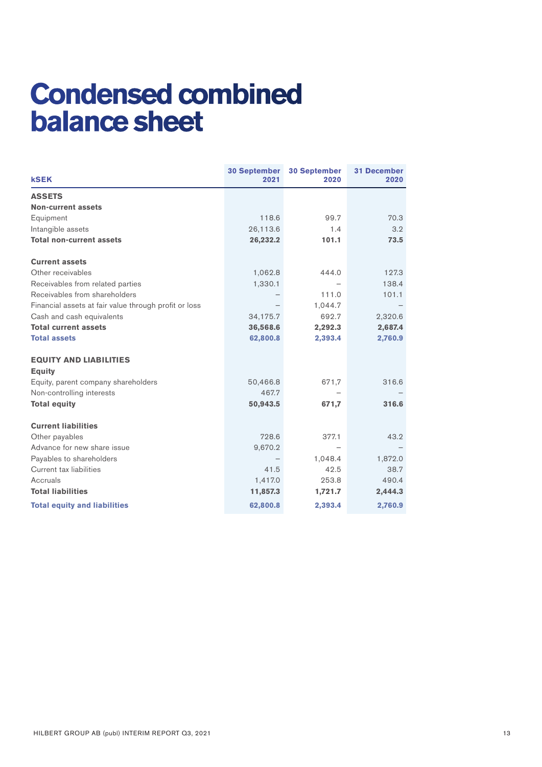# Condensed combined balance sheet

| kSEK | 30 September 2021 | 30 September 2020 | 31 December 2020 |
|---|---|---|---|
| **ASSETS** | | | |
| **Non-current assets** | | | |
| Equipment | 118.6 | 99.7 | 70.3 |
| Intangible assets | 26,113.6 | 1.4 | 3.2 |
| **Total non-current assets** | **26,232.2** | **101.1** | **73.5** |
| | | | |
| **Current assets** | | | |
| Other receivables | 1,062.8 | 444.0 | 127.3 |
| Receivables from related parties | 1,330.1 | – | 138.4 |
| Receivables from shareholders | – | 111.0 | 101.1 |
| Financial assets at fair value through profit or loss | – | 1,044.7 | – |
| Cash and cash equivalents | 34,175.7 | 692.7 | 2,320.6 |
| **Total current assets** | **36,568.6** | **2,292.3** | **2,687.4** |
| **Total assets** | **62,800.8** | **2,393.4** | **2,760.9** |
| | | | |
| **EQUITY AND LIABILITIES** | | | |
| **Equity** | | | |
| Equity, parent company shareholders | 50,466.8 | 671,7 | 316.6 |
| Non-controlling interests | 467.7 | – | – |
| **Total equity** | **50,943.5** | **671,7** | **316.6** |
| | | | |
| **Current liabilities** | | | |
| Other payables | 728.6 | 377.1 | 43.2 |
| Advance for new share issue | 9,670.2 | – | – |
| Payables to shareholders | – | 1,048.4 | 1,872.0 |
| Current tax liabilities | 41.5 | 42.5 | 38.7 |
| Accruals | 1,417.0 | 253.8 | 490.4 |
| **Total liabilities** | **11,857.3** | **1,721.7** | **2,444.3** |
| **Total equity and liabilities** | **62,800.8** | **2,393.4** | **2,760.9** |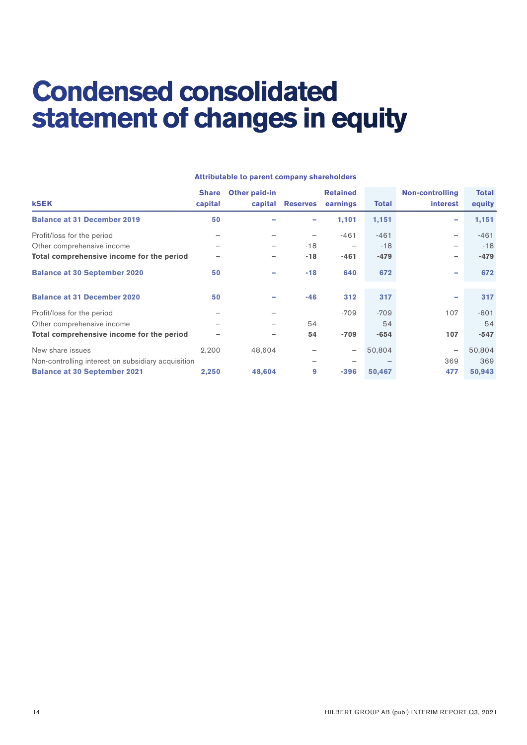# Condensed consolidated statement of changes in equity

| kSEK | Share capital | Other paid-in capital | Reserves | Retained earnings | Total | Non-controlling interest | Total equity |
|---|---|---|---|---|---|---|---|
| | Attributable to parent company shareholders | | | | | | |
| **Balance at 31 December 2019** | **50** | **–** | **–** | **1,101** | **1,151** | **–** | **1,151** |
| Profit/loss for the period | – | – | – | -461 | -461 | – | -461 |
| Other comprehensive income | – | – | -18 | – | -18 | – | -18 |
| **Total comprehensive income for the period** | **–** | **–** | **-18** | **-461** | **-479** | **–** | **-479** |
| **Balance at 30 September 2020** | **50** | **–** | **-18** | **640** | **672** | **–** | **672** |
| **Balance at 31 December 2020** | **50** | **–** | **-46** | **312** | **317** | **–** | **317** |
| Profit/loss for the period | – | – | | -709 | -709 | 107 | -601 |
| Other comprehensive income | – | – | 54 | | 54 | | 54 |
| **Total comprehensive income for the period** | **–** | **–** | **54** | **-709** | **-654** | **107** | **-547** |
| New share issues | 2,200 | 48,604 | – | – | 50,804 | – | 50,804 |
| Non-controlling interest on subsidiary acquisition | | | – | – | – | 369 | 369 |
| **Balance at 30 September 2021** | **2,250** | **48,604** | **9** | **-396** | **50,467** | **477** | **50,943** |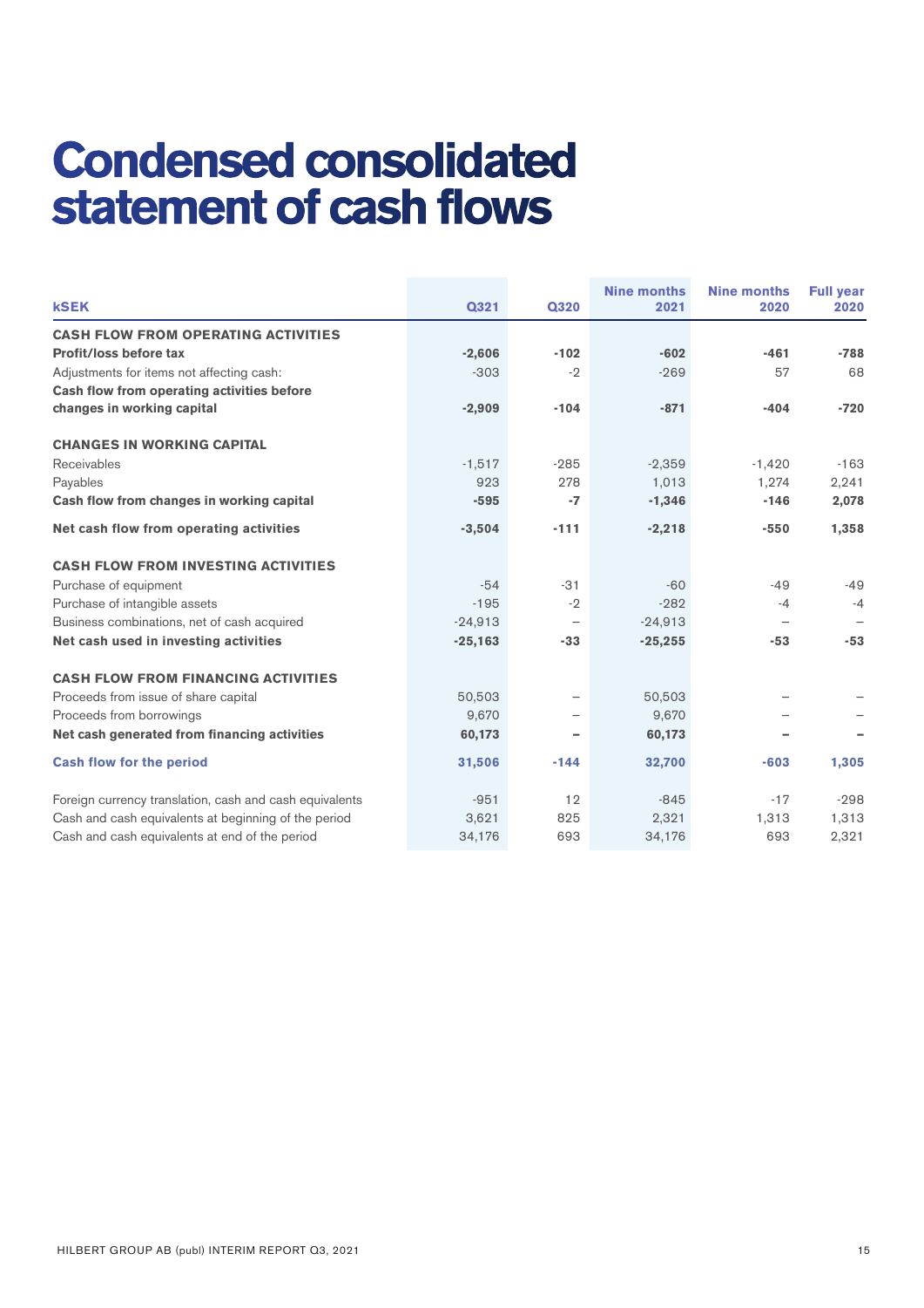# Condensed consolidated statement of cash flows

| kSEK | Q321 | Q320 | Nine months 2021 | Nine months 2020 | Full year 2020 |
|---|---|---|---|---|---|
| **CASH FLOW FROM OPERATING ACTIVITIES** | | | | | |
| **Profit/loss before tax** | **-2,606** | **-102** | **-602** | **-461** | **-788** |
| Adjustments for items not affecting cash: | -303 | -2 | -269 | 57 | 68 |
| **Cash flow from operating activities before changes in working capital** | **-2,909** | **-104** | **-871** | **-404** | **-720** |
| **CHANGES IN WORKING CAPITAL** | | | | | |
| Receivables | -1,517 | -285 | -2,359 | -1,420 | -163 |
| Payables | 923 | 278 | 1,013 | 1,274 | 2,241 |
| **Cash flow from changes in working capital** | **-595** | **-7** | **-1,346** | **-146** | **2,078** |
| **Net cash flow from operating activities** | **-3,504** | **-111** | **-2,218** | **-550** | **1,358** |
| **CASH FLOW FROM INVESTING ACTIVITIES** | | | | | |
| Purchase of equipment | -54 | -31 | -60 | -49 | -49 |
| Purchase of intangible assets | -195 | -2 | -282 | -4 | -4 |
| Business combinations, net of cash acquired | -24,913 | – | -24,913 | – | – |
| **Net cash used in investing activities** | **-25,163** | **-33** | **-25,255** | **-53** | **-53** |
| **CASH FLOW FROM FINANCING ACTIVITIES** | | | | | |
| Proceeds from issue of share capital | 50,503 | – | 50,503 | – | – |
| Proceeds from borrowings | 9,670 | – | 9,670 | – | – |
| **Net cash generated from financing activities** | **60,173** | **–** | **60,173** | **–** | **–** |
| **Cash flow for the period** | **31,506** | **-144** | **32,700** | **-603** | **1,305** |
| Foreign currency translation, cash and cash equivalents | -951 | 12 | -845 | -17 | -298 |
| Cash and cash equivalents at beginning of the period | 3,621 | 825 | 2,321 | 1,313 | 1,313 |
| Cash and cash equivalents at end of the period | 34,176 | 693 | 34,176 | 693 | 2,321 |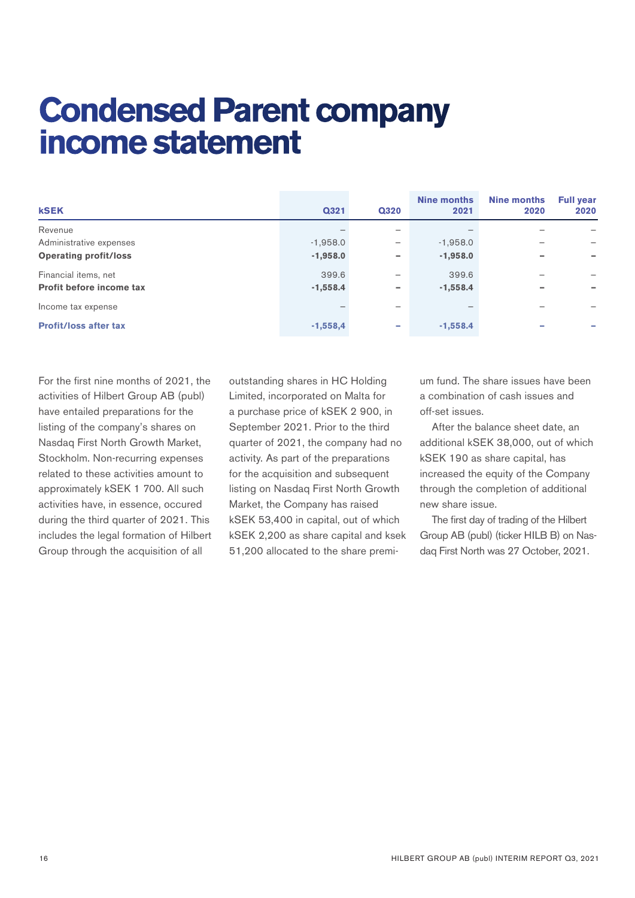# Condensed Parent company income statement

| kSEK | Q321 | Q320 | Nine months 2021 | Nine months 2020 | Full year 2020 |
|---|---|---|---|---|---|
| Revenue | – | – | – | – | – |
| Administrative expenses | -1,958.0 | – | -1,958.0 | – | – |
| **Operating profit/loss** | **-1,958.0** | **–** | **-1,958.0** | **–** | **–** |
| Financial items, net | 399.6 | – | 399.6 | – | – |
| **Profit before income tax** | **-1,558.4** | **–** | **-1,558.4** | **–** | **–** |
| Income tax expense | – | – | – | – | – |
| **Profit/loss after tax** | **-1,558,4** | **–** | **-1,558.4** | **–** | **–** |

For the first nine months of 2021, the activities of Hilbert Group AB (publ) have entailed preparations for the listing of the company's shares on Nasdaq First North Growth Market, Stockholm. Non-recurring expenses related to these activities amount to approximately kSEK 1 700. All such activities have, in essence, occured during the third quarter of 2021. This includes the legal formation of Hilbert Group through the acquisition of all outstanding shares in HC Holding Limited, incorporated on Malta for a purchase price of kSEK 2 900, in September 2021. Prior to the third quarter of 2021, the company had no activity. As part of the preparations for the acquisition and subsequent listing on Nasdaq First North Growth Market, the Company has raised kSEK 53,400 in capital, out of which kSEK 2,200 as share capital and ksek 51,200 allocated to the share premium fund. The share issues have been a combination of cash issues and off-set issues.

After the balance sheet date, an additional kSEK 38,000, out of which kSEK 190 as share capital, has increased the equity of the Company through the completion of additional new share issue.

The first day of trading of the Hilbert Group AB (publ) (ticker HILB B) on Nasdaq First North was 27 October, 2021.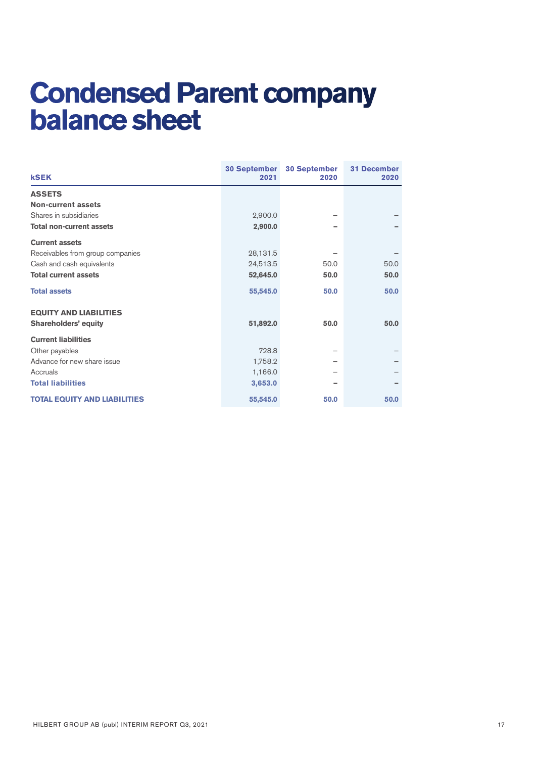# Condensed Parent company balance sheet

| kSEK | 30 September 2021 | 30 September 2020 | 31 December 2020 |
|---|---|---|---|
| **ASSETS** | | | |
| **Non-current assets** | | | |
| Shares in subsidiaries | 2,900.0 | – | – |
| **Total non-current assets** | **2,900.0** | **–** | **–** |
| **Current assets** | | | |
| Receivables from group companies | 28,131.5 | – | – |
| Cash and cash equivalents | 24,513.5 | 50.0 | 50.0 |
| **Total current assets** | **52,645.0** | **50.0** | **50.0** |
| **Total assets** | **55,545.0** | **50.0** | **50.0** |
| **EQUITY AND LIABILITIES** | | | |
| **Shareholders' equity** | **51,892.0** | **50.0** | **50.0** |
| **Current liabilities** | | | |
| Other payables | 728.8 | – | – |
| Advance for new share issue | 1,758.2 | – | – |
| Accruals | 1,166.0 | – | – |
| **Total liabilities** | **3,653.0** | **–** | **–** |
| **TOTAL EQUITY AND LIABILITIES** | **55,545.0** | **50.0** | **50.0** |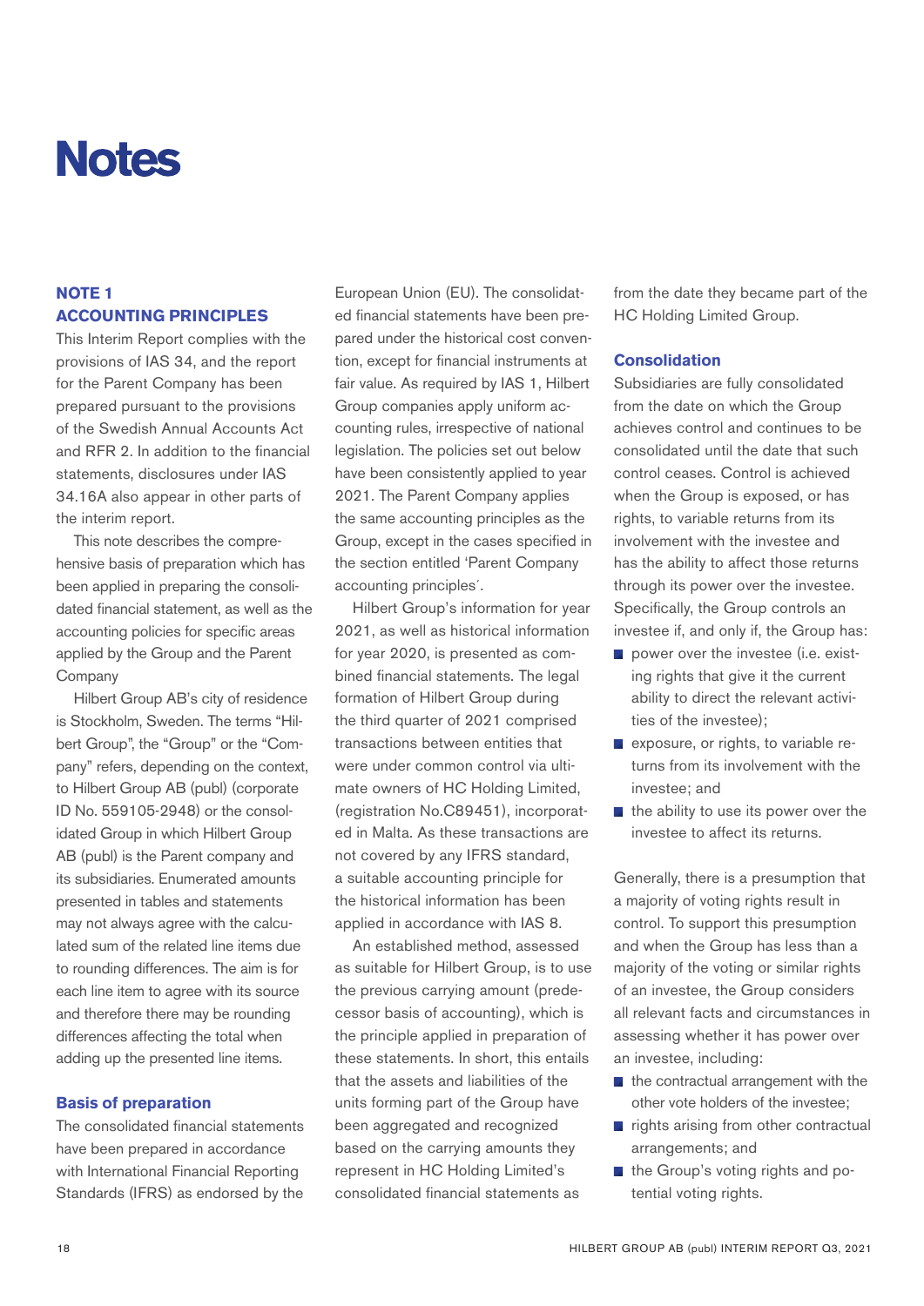# Notes

## NOTE 1 ACCOUNTING PRINCIPLES

This Interim Report complies with the provisions of IAS 34, and the report for the Parent Company has been prepared pursuant to the provisions of the Swedish Annual Accounts Act and RFR 2. In addition to the financial statements, disclosures under IAS 34.16A also appear in other parts of the interim report.

This note describes the comprehensive basis of preparation which has been applied in preparing the consolidated financial statement, as well as the accounting policies for specific areas applied by the Group and the Parent Company

Hilbert Group AB's city of residence is Stockholm, Sweden. The terms "Hilbert Group", the "Group" or the "Company" refers, depending on the context, to Hilbert Group AB (publ) (corporate ID No. 559105-2948) or the consolidated Group in which Hilbert Group AB (publ) is the Parent company and its subsidiaries. Enumerated amounts presented in tables and statements may not always agree with the calculated sum of the related line items due to rounding differences. The aim is for each line item to agree with its source and therefore there may be rounding differences affecting the total when adding up the presented line items.

### Basis of preparation

The consolidated financial statements have been prepared in accordance with International Financial Reporting Standards (IFRS) as endorsed by the European Union (EU). The consolidated financial statements have been prepared under the historical cost convention, except for financial instruments at fair value. As required by IAS 1, Hilbert Group companies apply uniform accounting rules, irrespective of national legislation. The policies set out below have been consistently applied to year 2021. The Parent Company applies the same accounting principles as the Group, except in the cases specified in the section entitled 'Parent Company accounting principles´.

Hilbert Group's information for year 2021, as well as historical information for year 2020, is presented as combined financial statements. The legal formation of Hilbert Group during the third quarter of 2021 comprised transactions between entities that were under common control via ultimate owners of HC Holding Limited, (registration No.C89451), incorporated in Malta. As these transactions are not covered by any IFRS standard, a suitable accounting principle for the historical information has been applied in accordance with IAS 8.

An established method, assessed as suitable for Hilbert Group, is to use the previous carrying amount (predecessor basis of accounting), which is the principle applied in preparation of these statements. In short, this entails that the assets and liabilities of the units forming part of the Group have been aggregated and recognized based on the carrying amounts they represent in HC Holding Limited's consolidated financial statements as from the date they became part of the HC Holding Limited Group.

### Consolidation

Subsidiaries are fully consolidated from the date on which the Group achieves control and continues to be consolidated until the date that such control ceases. Control is achieved when the Group is exposed, or has rights, to variable returns from its involvement with the investee and has the ability to affect those returns through its power over the investee. Specifically, the Group controls an investee if, and only if, the Group has:

- power over the investee (i.e. existing rights that give it the current ability to direct the relevant activities of the investee);
- exposure, or rights, to variable returns from its involvement with the investee; and
- the ability to use its power over the investee to affect its returns.

Generally, there is a presumption that a majority of voting rights result in control. To support this presumption and when the Group has less than a majority of the voting or similar rights of an investee, the Group considers all relevant facts and circumstances in assessing whether it has power over an investee, including:

- the contractual arrangement with the other vote holders of the investee;
- rights arising from other contractual arrangements; and
- the Group's voting rights and potential voting rights.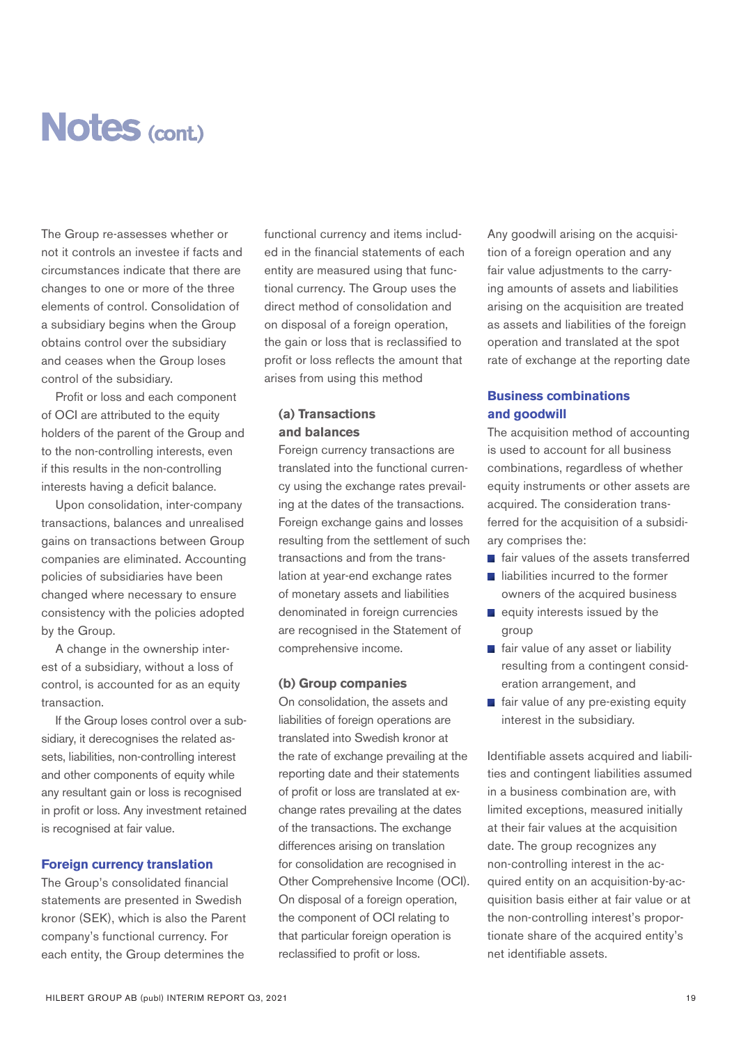# Notes (cont.)

The Group re-assesses whether or not it controls an investee if facts and circumstances indicate that there are changes to one or more of the three elements of control. Consolidation of a subsidiary begins when the Group obtains control over the subsidiary and ceases when the Group loses control of the subsidiary.

Profit or loss and each component of OCI are attributed to the equity holders of the parent of the Group and to the non-controlling interests, even if this results in the non-controlling interests having a deficit balance.

Upon consolidation, inter-company transactions, balances and unrealised gains on transactions between Group companies are eliminated. Accounting policies of subsidiaries have been changed where necessary to ensure consistency with the policies adopted by the Group.

A change in the ownership interest of a subsidiary, without a loss of control, is accounted for as an equity transaction.

If the Group loses control over a subsidiary, it derecognises the related assets, liabilities, non-controlling interest and other components of equity while any resultant gain or loss is recognised in profit or loss. Any investment retained is recognised at fair value.

## Foreign currency translation

The Group's consolidated financial statements are presented in Swedish kronor (SEK), which is also the Parent company's functional currency. For each entity, the Group determines the functional currency and items included in the financial statements of each entity are measured using that functional currency. The Group uses the direct method of consolidation and on disposal of a foreign operation, the gain or loss that is reclassified to profit or loss reflects the amount that arises from using this method

### (a) Transactions and balances

Foreign currency transactions are translated into the functional currency using the exchange rates prevailing at the dates of the transactions. Foreign exchange gains and losses resulting from the settlement of such transactions and from the translation at year-end exchange rates of monetary assets and liabilities denominated in foreign currencies are recognised in the Statement of comprehensive income.

### (b) Group companies

On consolidation, the assets and liabilities of foreign operations are translated into Swedish kronor at the rate of exchange prevailing at the reporting date and their statements of profit or loss are translated at exchange rates prevailing at the dates of the transactions. The exchange differences arising on translation for consolidation are recognised in Other Comprehensive Income (OCI). On disposal of a foreign operation, the component of OCI relating to that particular foreign operation is reclassified to profit or loss.

Any goodwill arising on the acquisition of a foreign operation and any fair value adjustments to the carrying amounts of assets and liabilities arising on the acquisition are treated as assets and liabilities of the foreign operation and translated at the spot rate of exchange at the reporting date

## Business combinations and goodwill

The acquisition method of accounting is used to account for all business combinations, regardless of whether equity instruments or other assets are acquired. The consideration transferred for the acquisition of a subsidiary comprises the:

- fair values of the assets transferred
- liabilities incurred to the former owners of the acquired business
- equity interests issued by the group
- fair value of any asset or liability resulting from a contingent consideration arrangement, and
- fair value of any pre-existing equity interest in the subsidiary.

Identifiable assets acquired and liabilities and contingent liabilities assumed in a business combination are, with limited exceptions, measured initially at their fair values at the acquisition date. The group recognizes any non-controlling interest in the acquired entity on an acquisition-by-acquisition basis either at fair value or at the non-controlling interest's proportionate share of the acquired entity's net identifiable assets.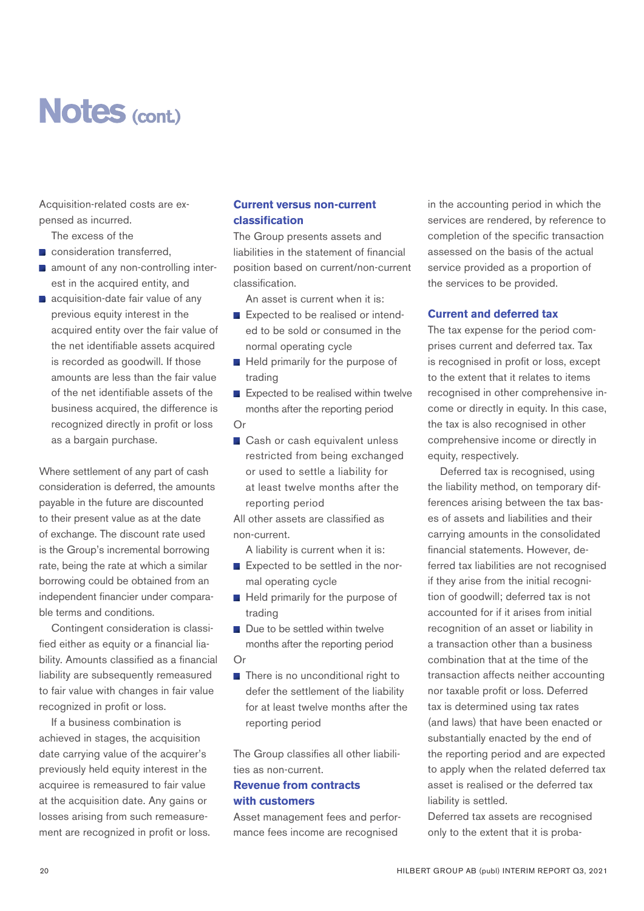# Notes (cont.)

Acquisition-related costs are expensed as incurred.

The excess of the

- consideration transferred,
- amount of any non-controlling interest in the acquired entity, and
- acquisition-date fair value of any previous equity interest in the acquired entity over the fair value of the net identifiable assets acquired is recorded as goodwill. If those amounts are less than the fair value of the net identifiable assets of the business acquired, the difference is recognized directly in profit or loss as a bargain purchase.

Where settlement of any part of cash consideration is deferred, the amounts payable in the future are discounted to their present value as at the date of exchange. The discount rate used is the Group's incremental borrowing rate, being the rate at which a similar borrowing could be obtained from an independent financier under comparable terms and conditions.

Contingent consideration is classified either as equity or a financial liability. Amounts classified as a financial liability are subsequently remeasured to fair value with changes in fair value recognized in profit or loss.

If a business combination is achieved in stages, the acquisition date carrying value of the acquirer's previously held equity interest in the acquiree is remeasured to fair value at the acquisition date. Any gains or losses arising from such remeasurement are recognized in profit or loss.

### Current versus non-current classification

The Group presents assets and liabilities in the statement of financial position based on current/non-current classification.

An asset is current when it is:

- Expected to be realised or intended to be sold or consumed in the normal operating cycle
- Held primarily for the purpose of trading
- Expected to be realised within twelve months after the reporting period

Or

- Cash or cash equivalent unless restricted from being exchanged or used to settle a liability for at least twelve months after the reporting period

All other assets are classified as non-current.

A liability is current when it is:

- Expected to be settled in the normal operating cycle
- Held primarily for the purpose of trading
- Due to be settled within twelve months after the reporting period

Or

- There is no unconditional right to defer the settlement of the liability for at least twelve months after the reporting period

The Group classifies all other liabilities as non-current.

### Revenue from contracts with customers

Asset management fees and performance fees income are recognised in the accounting period in which the services are rendered, by reference to completion of the specific transaction assessed on the basis of the actual service provided as a proportion of the services to be provided.

### Current and deferred tax

The tax expense for the period comprises current and deferred tax. Tax is recognised in profit or loss, except to the extent that it relates to items recognised in other comprehensive income or directly in equity. In this case, the tax is also recognised in other comprehensive income or directly in equity, respectively.

Deferred tax is recognised, using the liability method, on temporary differences arising between the tax bases of assets and liabilities and their carrying amounts in the consolidated financial statements. However, deferred tax liabilities are not recognised if they arise from the initial recognition of goodwill; deferred tax is not accounted for if it arises from initial recognition of an asset or liability in a transaction other than a business combination that at the time of the transaction affects neither accounting nor taxable profit or loss. Deferred tax is determined using tax rates (and laws) that have been enacted or substantially enacted by the end of the reporting period and are expected to apply when the related deferred tax asset is realised or the deferred tax liability is settled.

Deferred tax assets are recognised only to the extent that it is proba-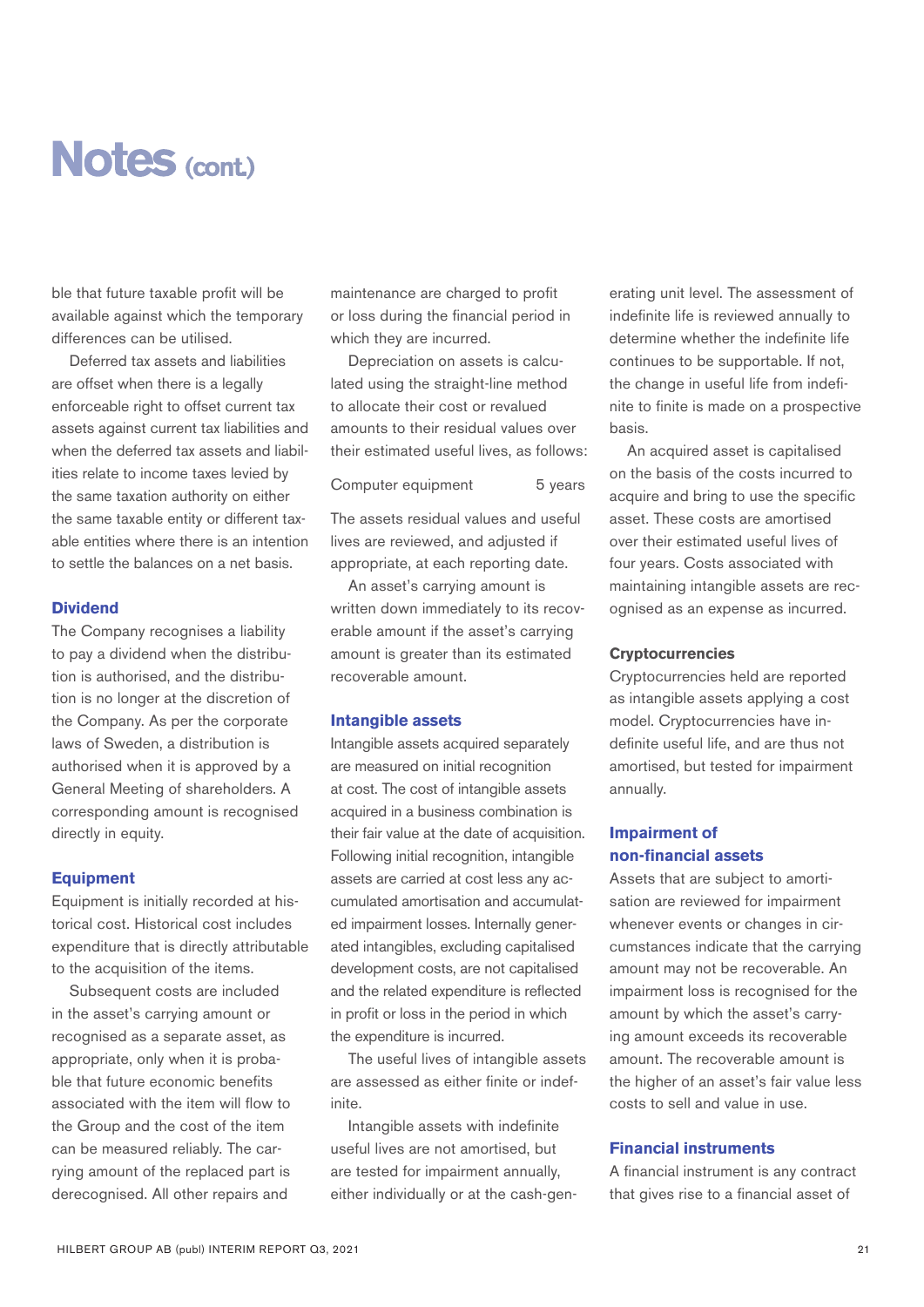# Notes (cont.)

ble that future taxable profit will be available against which the temporary differences can be utilised.

Deferred tax assets and liabilities are offset when there is a legally enforceable right to offset current tax assets against current tax liabilities and when the deferred tax assets and liabilities relate to income taxes levied by the same taxation authority on either the same taxable entity or different taxable entities where there is an intention to settle the balances on a net basis.

### Dividend

The Company recognises a liability to pay a dividend when the distribution is authorised, and the distribution is no longer at the discretion of the Company. As per the corporate laws of Sweden, a distribution is authorised when it is approved by a General Meeting of shareholders. A corresponding amount is recognised directly in equity.

### Equipment

Equipment is initially recorded at historical cost. Historical cost includes expenditure that is directly attributable to the acquisition of the items.

Subsequent costs are included in the asset's carrying amount or recognised as a separate asset, as appropriate, only when it is probable that future economic benefits associated with the item will flow to the Group and the cost of the item can be measured reliably. The carrying amount of the replaced part is derecognised. All other repairs and maintenance are charged to profit or loss during the financial period in which they are incurred.

Depreciation on assets is calculated using the straight-line method to allocate their cost or revalued amounts to their residual values over their estimated useful lives, as follows:

| | |
|---|---|
| Computer equipment | 5 years |

The assets residual values and useful lives are reviewed, and adjusted if appropriate, at each reporting date.

An asset's carrying amount is written down immediately to its recoverable amount if the asset's carrying amount is greater than its estimated recoverable amount.

### Intangible assets

Intangible assets acquired separately are measured on initial recognition at cost. The cost of intangible assets acquired in a business combination is their fair value at the date of acquisition. Following initial recognition, intangible assets are carried at cost less any accumulated amortisation and accumulated impairment losses. Internally generated intangibles, excluding capitalised development costs, are not capitalised and the related expenditure is reflected in profit or loss in the period in which the expenditure is incurred.

The useful lives of intangible assets are assessed as either finite or indefinite.

Intangible assets with indefinite useful lives are not amortised, but are tested for impairment annually, either individually or at the cash-generating unit level. The assessment of indefinite life is reviewed annually to determine whether the indefinite life continues to be supportable. If not, the change in useful life from indefinite to finite is made on a prospective basis.

An acquired asset is capitalised on the basis of the costs incurred to acquire and bring to use the specific asset. These costs are amortised over their estimated useful lives of four years. Costs associated with maintaining intangible assets are recognised as an expense as incurred.

#### Cryptocurrencies

Cryptocurrencies held are reported as intangible assets applying a cost model. Cryptocurrencies have indefinite useful life, and are thus not amortised, but tested for impairment annually.

### Impairment of non-financial assets

Assets that are subject to amortisation are reviewed for impairment whenever events or changes in circumstances indicate that the carrying amount may not be recoverable. An impairment loss is recognised for the amount by which the asset's carrying amount exceeds its recoverable amount. The recoverable amount is the higher of an asset's fair value less costs to sell and value in use.

### Financial instruments

A financial instrument is any contract that gives rise to a financial asset of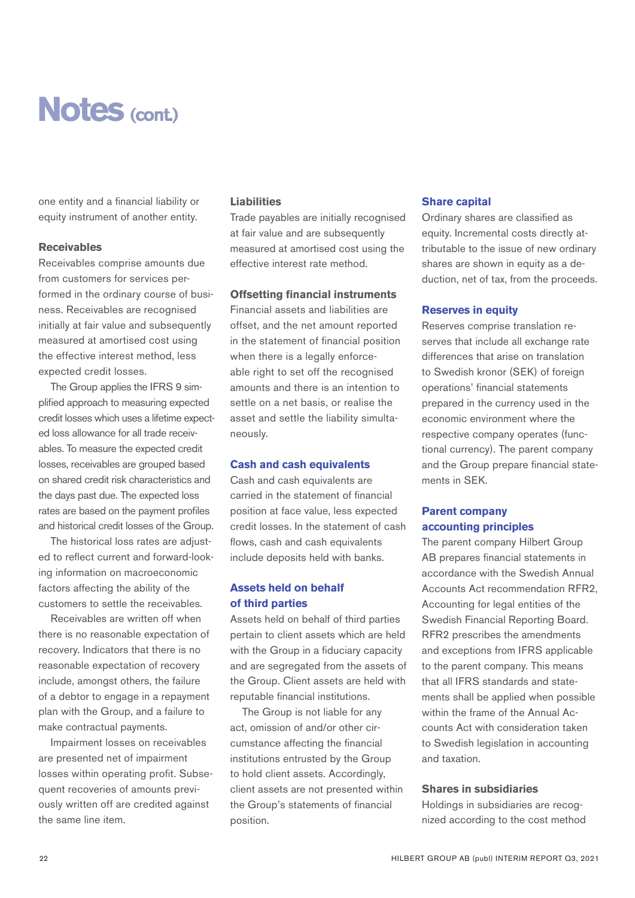# Notes (cont.)

one entity and a financial liability or equity instrument of another entity.

### Receivables

Receivables comprise amounts due from customers for services performed in the ordinary course of business. Receivables are recognised initially at fair value and subsequently measured at amortised cost using the effective interest method, less expected credit losses.

The Group applies the IFRS 9 simplified approach to measuring expected credit losses which uses a lifetime expected loss allowance for all trade receivables. To measure the expected credit losses, receivables are grouped based on shared credit risk characteristics and the days past due. The expected loss rates are based on the payment profiles and historical credit losses of the Group.

The historical loss rates are adjusted to reflect current and forward-looking information on macroeconomic factors affecting the ability of the customers to settle the receivables.

Receivables are written off when there is no reasonable expectation of recovery. Indicators that there is no reasonable expectation of recovery include, amongst others, the failure of a debtor to engage in a repayment plan with the Group, and a failure to make contractual payments.

Impairment losses on receivables are presented net of impairment losses within operating profit. Subsequent recoveries of amounts previously written off are credited against the same line item.

### Liabilities

Trade payables are initially recognised at fair value and are subsequently measured at amortised cost using the effective interest rate method.

### Offsetting financial instruments

Financial assets and liabilities are offset, and the net amount reported in the statement of financial position when there is a legally enforceable right to set off the recognised amounts and there is an intention to settle on a net basis, or realise the asset and settle the liability simultaneously.

### Cash and cash equivalents

Cash and cash equivalents are carried in the statement of financial position at face value, less expected credit losses. In the statement of cash flows, cash and cash equivalents include deposits held with banks.

### Assets held on behalf of third parties

Assets held on behalf of third parties pertain to client assets which are held with the Group in a fiduciary capacity and are segregated from the assets of the Group. Client assets are held with reputable financial institutions.

The Group is not liable for any act, omission of and/or other circumstance affecting the financial institutions entrusted by the Group to hold client assets. Accordingly, client assets are not presented within the Group's statements of financial position.

### Share capital

Ordinary shares are classified as equity. Incremental costs directly attributable to the issue of new ordinary shares are shown in equity as a deduction, net of tax, from the proceeds.

### Reserves in equity

Reserves comprise translation reserves that include all exchange rate differences that arise on translation to Swedish kronor (SEK) of foreign operations' financial statements prepared in the currency used in the economic environment where the respective company operates (functional currency). The parent company and the Group prepare financial statements in SEK.

### Parent company accounting principles

The parent company Hilbert Group AB prepares financial statements in accordance with the Swedish Annual Accounts Act recommendation RFR2, Accounting for legal entities of the Swedish Financial Reporting Board. RFR2 prescribes the amendments and exceptions from IFRS applicable to the parent company. This means that all IFRS standards and statements shall be applied when possible within the frame of the Annual Accounts Act with consideration taken to Swedish legislation in accounting and taxation.

### Shares in subsidiaries

Holdings in subsidiaries are recognized according to the cost method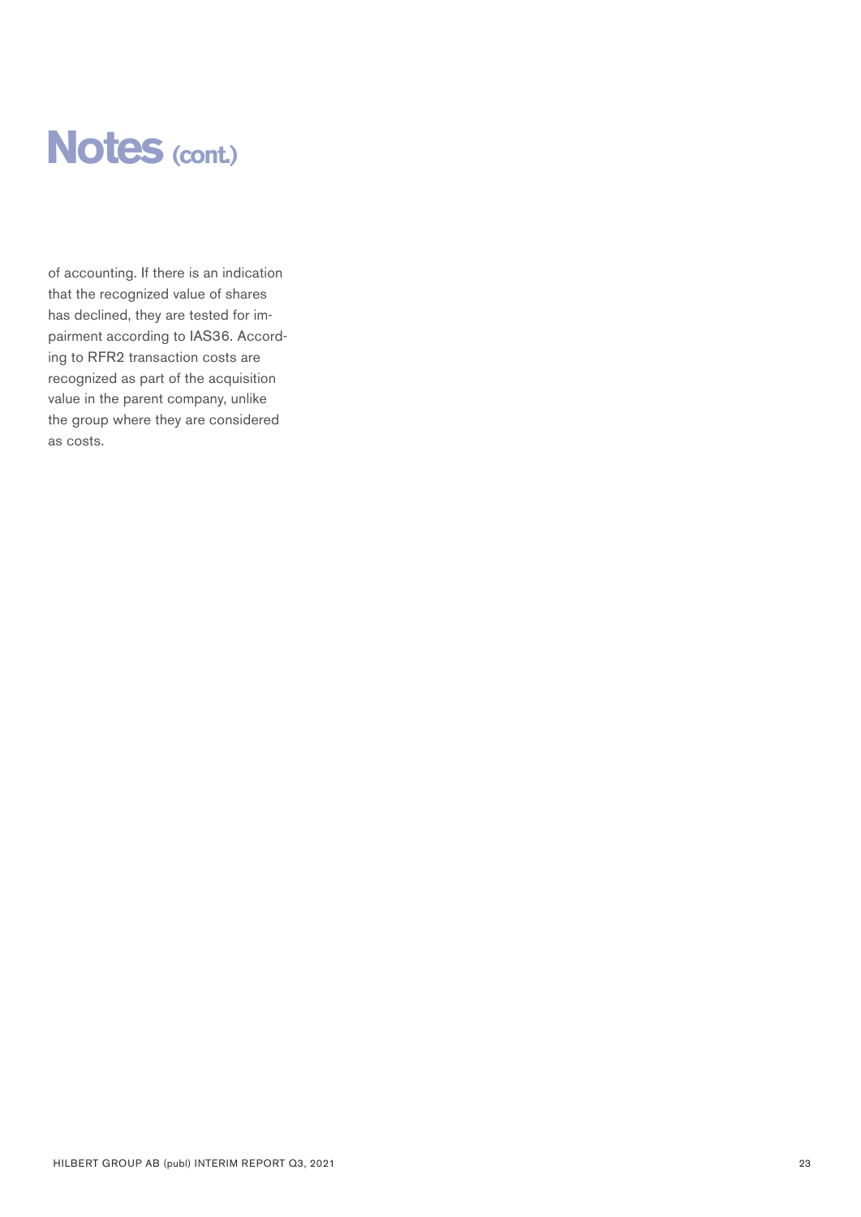# Notes (cont.)

of accounting. If there is an indication that the recognized value of shares has declined, they are tested for impairment according to IAS36. According to RFR2 transaction costs are recognized as part of the acquisition value in the parent company, unlike the group where they are considered as costs.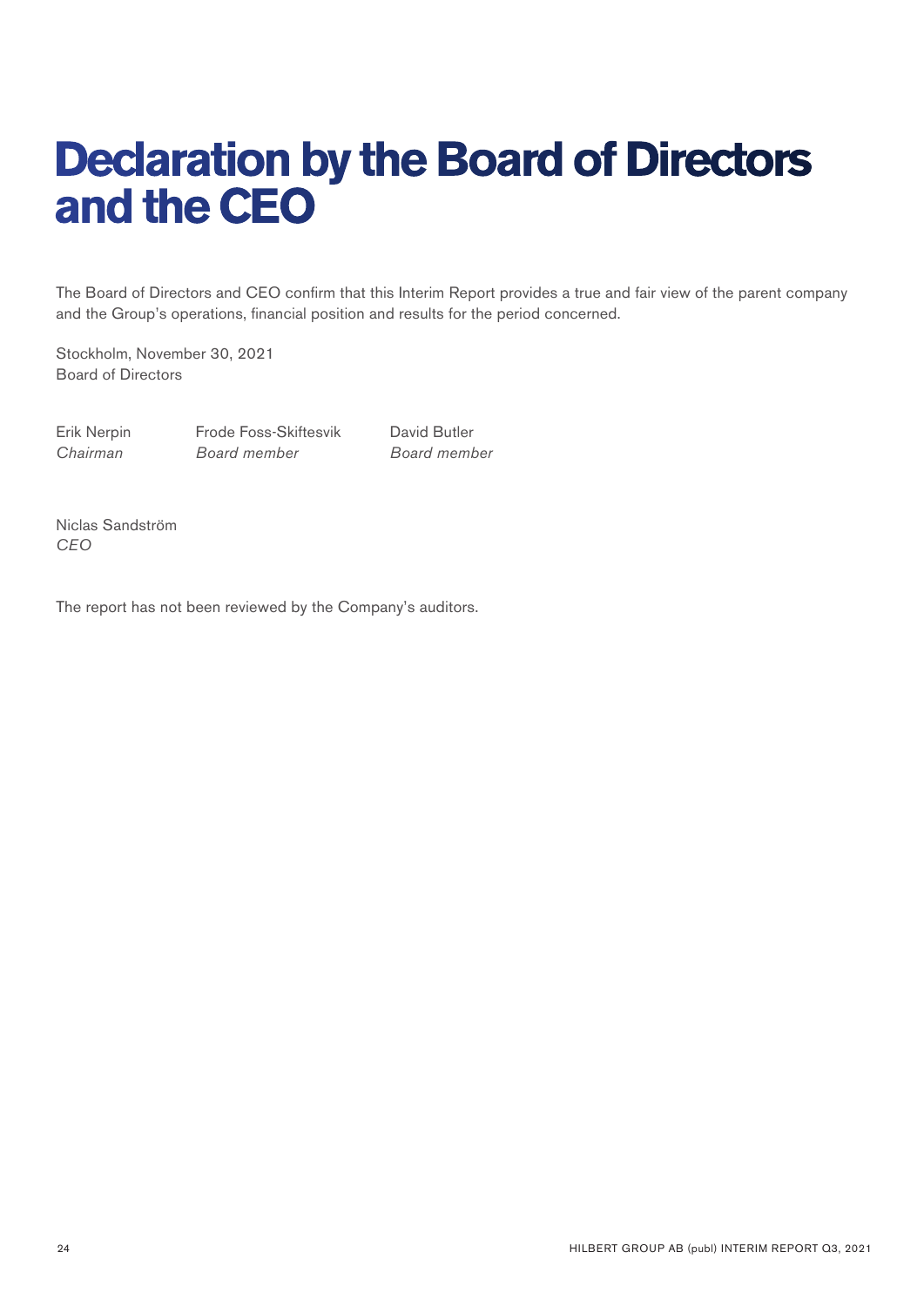# Declaration by the Board of Directors and the CEO

The Board of Directors and CEO confirm that this Interim Report provides a true and fair view of the parent company and the Group's operations, financial position and results for the period concerned.

Stockholm, November 30, 2021
Board of Directors

| Erik Nerpin | Frode Foss-Skiftesvik | David Butler |
|---|---|---|
| *Chairman* | *Board member* | *Board member* |

Niclas Sandström
*CEO*

The report has not been reviewed by the Company's auditors.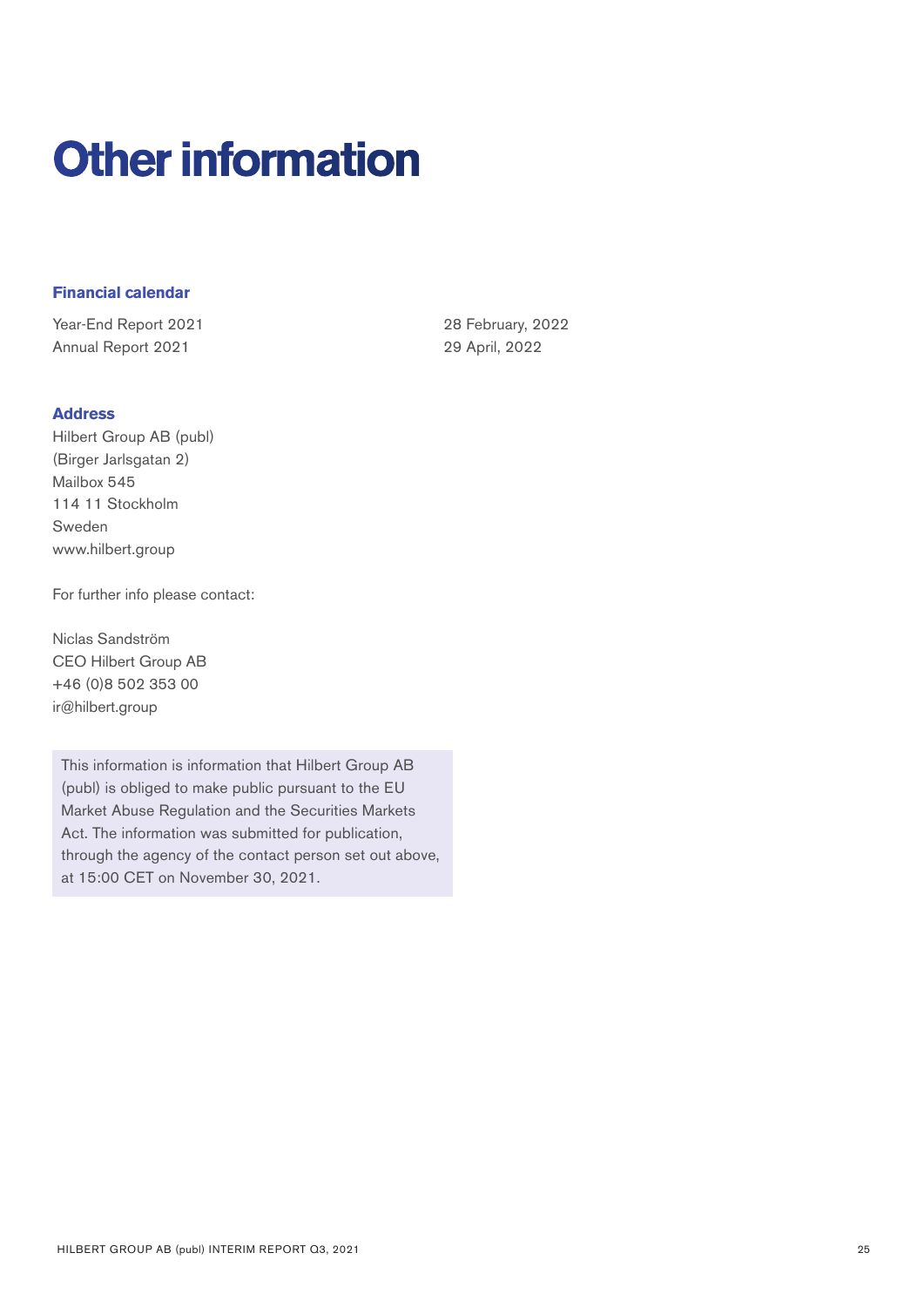# Other information

### Financial calendar

| | |
|---|---|
| Year-End Report 2021 | 28 February, 2022 |
| Annual Report 2021 | 29 April, 2022 |

### Address

Hilbert Group AB (publ)
(Birger Jarlsgatan 2)
Mailbox 545
114 11 Stockholm
Sweden
www.hilbert.group

For further info please contact:

Niclas Sandström
CEO Hilbert Group AB
+46 (0)8 502 353 00
ir@hilbert.group

This information is information that Hilbert Group AB (publ) is obliged to make public pursuant to the EU Market Abuse Regulation and the Securities Markets Act. The information was submitted for publication, through the agency of the contact person set out above, at 15:00 CET on November 30, 2021.